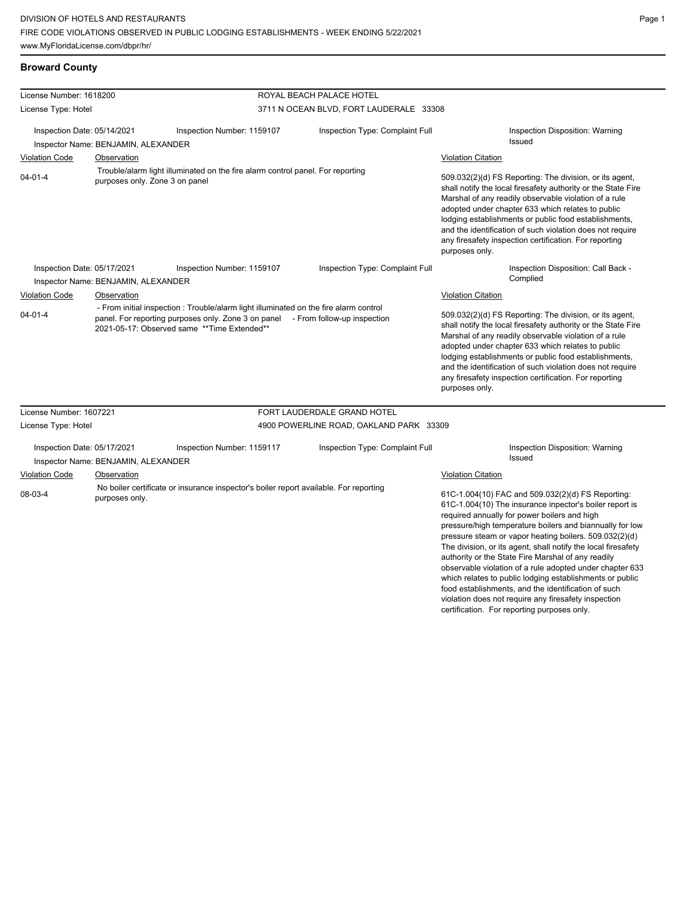DIVISION OF HOTELS AND RESTAURANTS
FIRE CODE VIOLATIONS OBSERVED IN PUBLIC LODGING ESTABLISHMENTS - WEEK ENDING 5/22/2021
www.MyFloridaLicense.com/dbpr/hr/

## Broward County

License Number: 1618200
License Type: Hotel

ROYAL BEACH PALACE HOTEL
3711 N OCEAN BLVD, FORT LAUDERALE 33308

Inspection Date: 05/14/2021
Inspection Number: 1159107
Inspection Type: Complaint Full
Inspection Disposition: Warning Issued
Inspector Name: BENJAMIN, ALEXANDER

| Violation Code | Observation | Violation Citation |
|---|---|---|
| 04-01-4 | Trouble/alarm light illuminated on the fire alarm control panel. For reporting purposes only. Zone 3 on panel | 509.032(2)(d) FS Reporting: The division, or its agent, shall notify the local firesafety authority or the State Fire Marshal of any readily observable violation of a rule adopted under chapter 633 which relates to public lodging establishments or public food establishments, and the identification of such violation does not require any firesafety inspection certification. For reporting purposes only. |

Inspection Date: 05/17/2021
Inspection Number: 1159107
Inspection Type: Complaint Full
Inspection Disposition: Call Back - Complied
Inspector Name: BENJAMIN, ALEXANDER

| Violation Code | Observation | Violation Citation |
|---|---|---|
| 04-01-4 | - From initial inspection : Trouble/alarm light illuminated on the fire alarm control panel. For reporting purposes only. Zone 3 on panel - From follow-up inspection 2021-05-17: Observed same **Time Extended** | 509.032(2)(d) FS Reporting: The division, or its agent, shall notify the local firesafety authority or the State Fire Marshal of any readily observable violation of a rule adopted under chapter 633 which relates to public lodging establishments or public food establishments, and the identification of such violation does not require any firesafety inspection certification. For reporting purposes only. |

License Number: 1607221
License Type: Hotel

FORT LAUDERDALE GRAND HOTEL
4900 POWERLINE ROAD, OAKLAND PARK 33309

Inspection Date: 05/17/2021
Inspection Number: 1159117
Inspection Type: Complaint Full
Inspection Disposition: Warning Issued
Inspector Name: BENJAMIN, ALEXANDER

| Violation Code | Observation | Violation Citation |
|---|---|---|
| 08-03-4 | No boiler certificate or insurance inspector's boiler report available. For reporting purposes only. | 61C-1.004(10) FAC and 509.032(2)(d) FS Reporting: 61C-1.004(10) The insurance inspector's boiler report is required annually for power boilers and high pressure/high temperature boilers and biannually for low pressure steam or vapor heating boilers. 509.032(2)(d) The division, or its agent, shall notify the local firesafety authority or the State Fire Marshal of any readily observable violation of a rule adopted under chapter 633 which relates to public lodging establishments or public food establishments, and the identification of such violation does not require any firesafety inspection certification. For reporting purposes only. |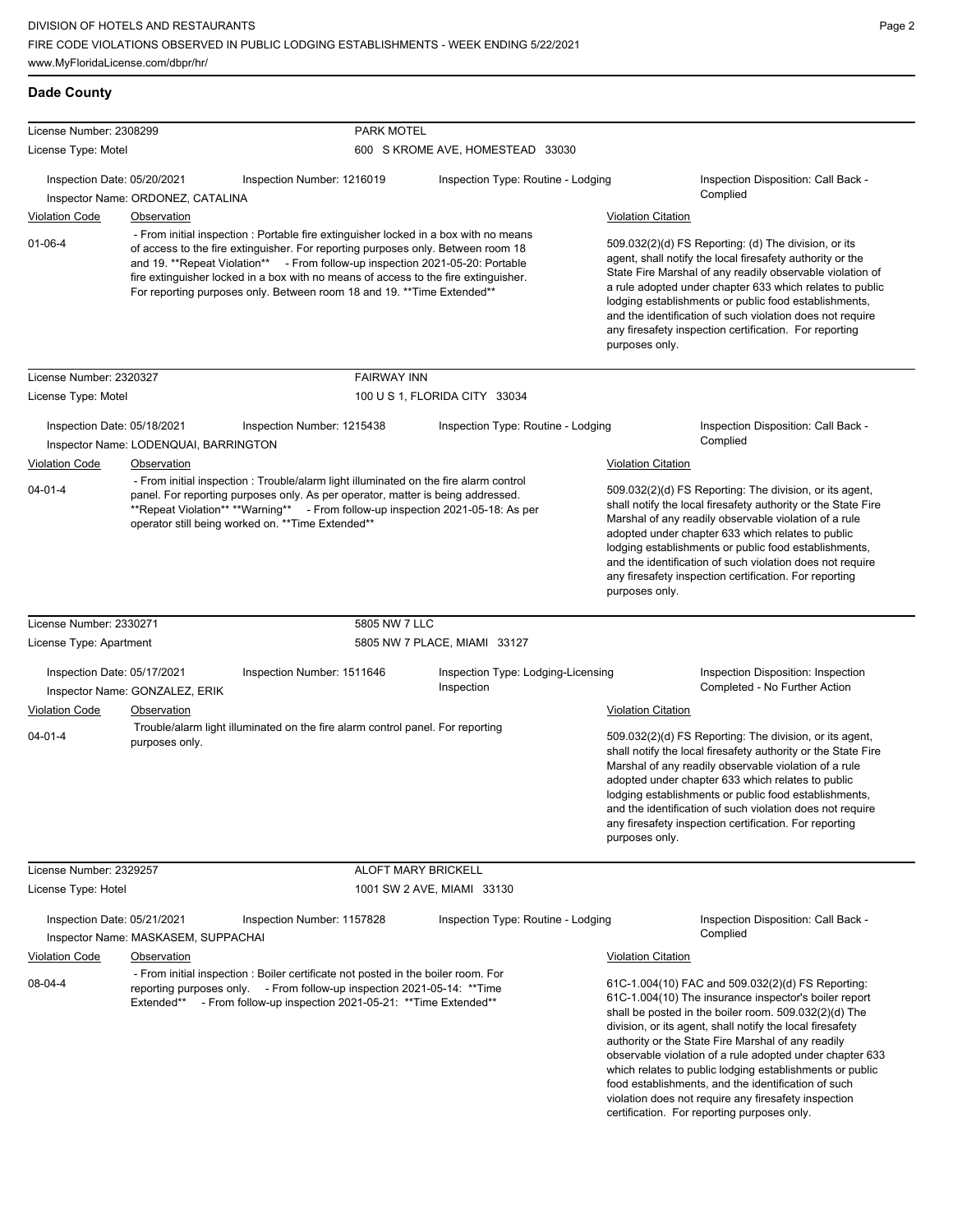**Dade County**

**License Number:** 2308299 — **PARK MOTEL**
**License Type:** Motel — 600 S KROME AVE, HOMESTEAD 33030

Inspection Date: 05/20/2021 | Inspection Number: 1216019 | Inspection Type: Routine - Lodging | Inspection Disposition: Call Back - Complied
Inspector Name: ORDONEZ, CATALINA

| Violation Code | Observation | Violation Citation |
|---|---|---|
| 01-06-4 | - From initial inspection : Portable fire extinguisher locked in a box with no means of access to the fire extinguisher. For reporting purposes only. Between room 18 and 19. **Repeat Violation** - From follow-up inspection 2021-05-20: Portable fire extinguisher locked in a box with no means of access to the fire extinguisher. For reporting purposes only. Between room 18 and 19. **Time Extended** | 509.032(2)(d) FS Reporting: (d) The division, or its agent, shall notify the local firesafety authority or the State Fire Marshal of any readily observable violation of a rule adopted under chapter 633 which relates to public lodging establishments or public food establishments, and the identification of such violation does not require any firesafety inspection certification. For reporting purposes only. |

**License Number:** 2320327 — **FAIRWAY INN**
**License Type:** Motel — 100 U S 1, FLORIDA CITY 33034

Inspection Date: 05/18/2021 | Inspection Number: 1215438 | Inspection Type: Routine - Lodging | Inspection Disposition: Call Back - Complied
Inspector Name: LODENQUAI, BARRINGTON

| Violation Code | Observation | Violation Citation |
|---|---|---|
| 04-01-4 | - From initial inspection : Trouble/alarm light illuminated on the fire alarm control panel. For reporting purposes only. As per operator, matter is being addressed. **Repeat Violation** **Warning** - From follow-up inspection 2021-05-18: As per operator still being worked on. **Time Extended** | 509.032(2)(d) FS Reporting: The division, or its agent, shall notify the local firesafety authority or the State Fire Marshal of any readily observable violation of a rule adopted under chapter 633 which relates to public lodging establishments or public food establishments, and the identification of such violation does not require any firesafety inspection certification. For reporting purposes only. |

**License Number:** 2330271 — **5805 NW 7 LLC**
**License Type:** Apartment — 5805 NW 7 PLACE, MIAMI 33127

Inspection Date: 05/17/2021 | Inspection Number: 1511646 | Inspection Type: Lodging-Licensing Inspection | Inspection Disposition: Inspection Completed - No Further Action
Inspector Name: GONZALEZ, ERIK

| Violation Code | Observation | Violation Citation |
|---|---|---|
| 04-01-4 | Trouble/alarm light illuminated on the fire alarm control panel. For reporting purposes only. | 509.032(2)(d) FS Reporting: The division, or its agent, shall notify the local firesafety authority or the State Fire Marshal of any readily observable violation of a rule adopted under chapter 633 which relates to public lodging establishments or public food establishments, and the identification of such violation does not require any firesafety inspection certification. For reporting purposes only. |

**License Number:** 2329257 — **ALOFT MARY BRICKELL**
**License Type:** Hotel — 1001 SW 2 AVE, MIAMI 33130

Inspection Date: 05/21/2021 | Inspection Number: 1157828 | Inspection Type: Routine - Lodging | Inspection Disposition: Call Back - Complied
Inspector Name: MASKASEM, SUPPACHAI

| Violation Code | Observation | Violation Citation |
|---|---|---|
| 08-04-4 | - From initial inspection : Boiler certificate not posted in the boiler room. For reporting purposes only. - From follow-up inspection 2021-05-14: **Time Extended** - From follow-up inspection 2021-05-21: **Time Extended** | 61C-1.004(10) FAC and 509.032(2)(d) FS Reporting: 61C-1.004(10) The insurance inspector's boiler report shall be posted in the boiler room. 509.032(2)(d) The division, or its agent, shall notify the local firesafety authority or the State Fire Marshal of any readily observable violation of a rule adopted under chapter 633 which relates to public lodging establishments or public food establishments, and the identification of such violation does not require any firesafety inspection certification. For reporting purposes only. |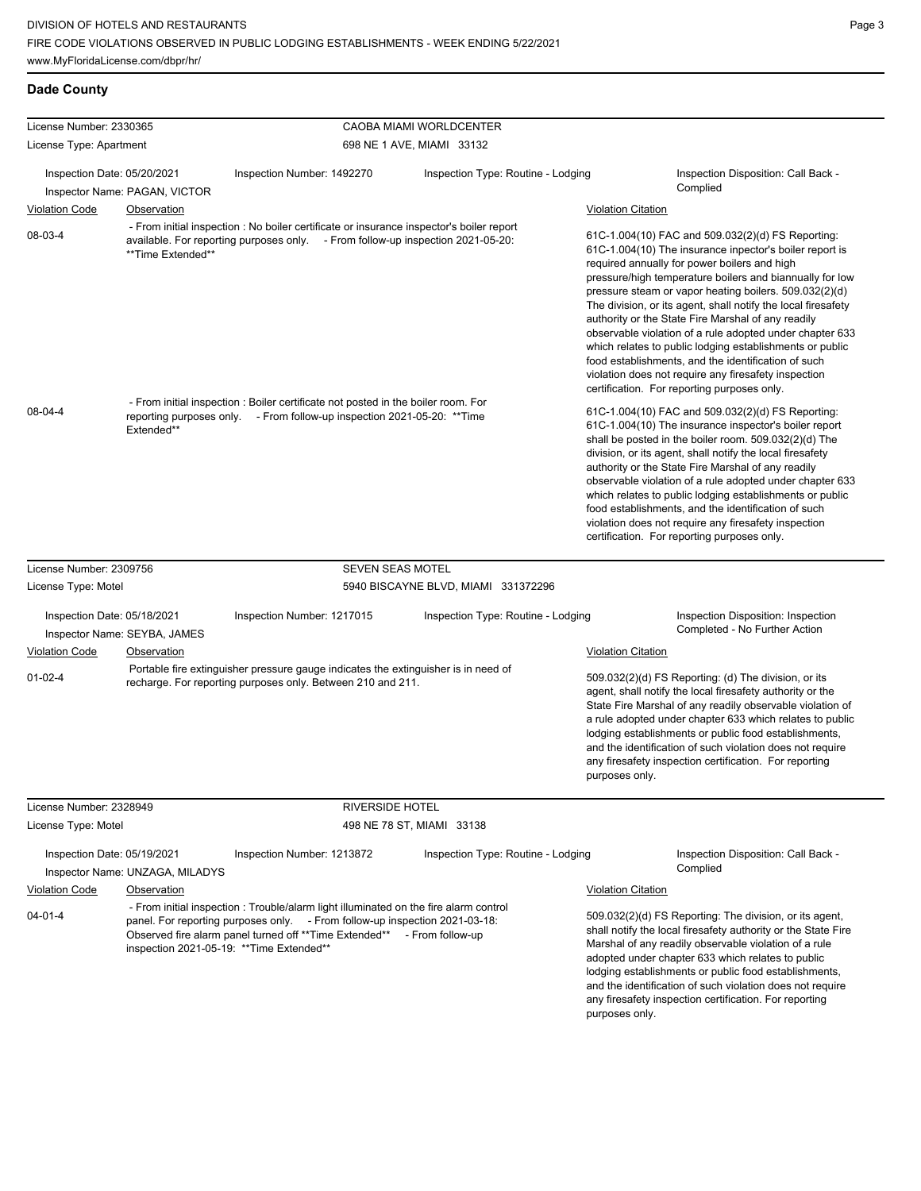## Dade County

**License Number:** 2330365 — **CAOBA MIAMI WORLDCENTER**
**License Type:** Apartment — 698 NE 1 AVE, MIAMI 33132

Inspection Date: 05/20/2021 | Inspection Number: 1492270 | Inspection Type: Routine - Lodging | Inspection Disposition: Call Back - Complied
Inspector Name: PAGAN, VICTOR

| Violation Code | Observation | Violation Citation |
|---|---|---|
| 08-03-4 | - From initial inspection : No boiler certificate or insurance inspector's boiler report available. For reporting purposes only. - From follow-up inspection 2021-05-20: **Time Extended** | 61C-1.004(10) FAC and 509.032(2)(d) FS Reporting: 61C-1.004(10) The insurance inpector's boiler report is required annually for power boilers and high pressure/high temperature boilers and biannually for low pressure steam or vapor heating boilers. 509.032(2)(d) The division, or its agent, shall notify the local firesafety authority or the State Fire Marshal of any readily observable violation of a rule adopted under chapter 633 which relates to public lodging establishments or public food establishments, and the identification of such violation does not require any firesafety inspection certification. For reporting purposes only. |
| 08-04-4 | - From initial inspection : Boiler certificate not posted in the boiler room. For reporting purposes only. - From follow-up inspection 2021-05-20: **Time Extended** | 61C-1.004(10) FAC and 509.032(2)(d) FS Reporting: 61C-1.004(10) The insurance inspector's boiler report shall be posted in the boiler room. 509.032(2)(d) The division, or its agent, shall notify the local firesafety authority or the State Fire Marshal of any readily observable violation of a rule adopted under chapter 633 which relates to public lodging establishments or public food establishments, and the identification of such violation does not require any firesafety inspection certification. For reporting purposes only. |

**License Number:** 2309756 — **SEVEN SEAS MOTEL**
**License Type:** Motel — 5940 BISCAYNE BLVD, MIAMI 331372296

Inspection Date: 05/18/2021 | Inspection Number: 1217015 | Inspection Type: Routine - Lodging | Inspection Disposition: Inspection Completed - No Further Action
Inspector Name: SEYBA, JAMES

| Violation Code | Observation | Violation Citation |
|---|---|---|
| 01-02-4 | Portable fire extinguisher pressure gauge indicates the extinguisher is in need of recharge. For reporting purposes only. Between 210 and 211. | 509.032(2)(d) FS Reporting: (d) The division, or its agent, shall notify the local firesafety authority or the State Fire Marshal of any readily observable violation of a rule adopted under chapter 633 which relates to public lodging establishments or public food establishments, and the identification of such violation does not require any firesafety inspection certification. For reporting purposes only. |

**License Number:** 2328949 — **RIVERSIDE HOTEL**
**License Type:** Motel — 498 NE 78 ST, MIAMI 33138

Inspection Date: 05/19/2021 | Inspection Number: 1213872 | Inspection Type: Routine - Lodging | Inspection Disposition: Call Back - Complied
Inspector Name: UNZAGA, MILADYS

| Violation Code | Observation | Violation Citation |
|---|---|---|
| 04-01-4 | - From initial inspection : Trouble/alarm light illuminated on the fire alarm control panel. For reporting purposes only. - From follow-up inspection 2021-03-18: Observed fire alarm panel turned off **Time Extended** - From follow-up inspection 2021-05-19: **Time Extended** | 509.032(2)(d) FS Reporting: The division, or its agent, shall notify the local firesafety authority or the State Fire Marshal of any readily observable violation of a rule adopted under chapter 633 which relates to public lodging establishments or public food establishments, and the identification of such violation does not require any firesafety inspection certification. For reporting purposes only. |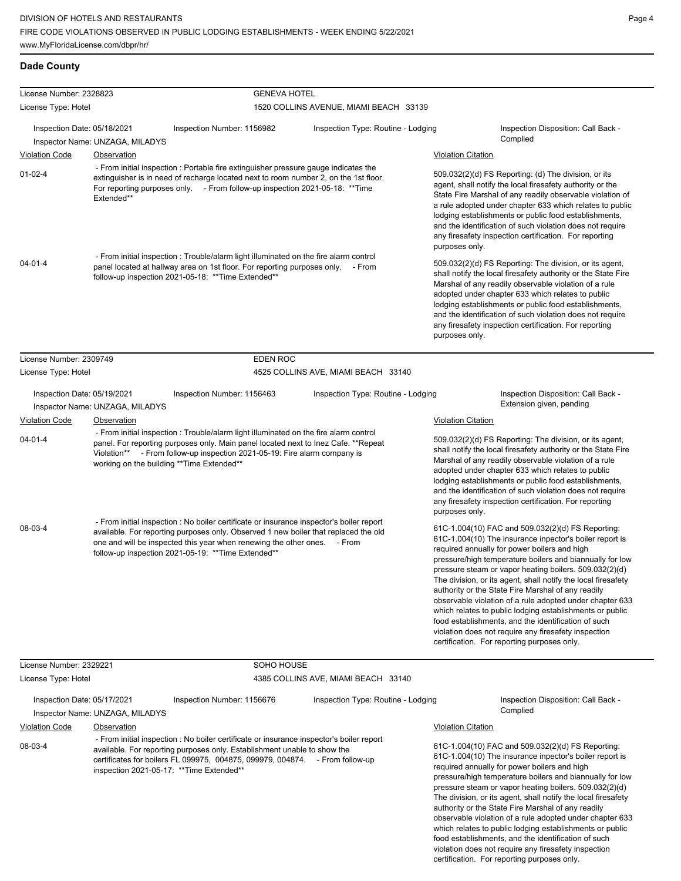## Dade County

**License Number:** 2328823 — **GENEVA HOTEL**
**License Type:** Hotel — 1520 COLLINS AVENUE, MIAMI BEACH 33139

Inspection Date: 05/18/2021 | Inspection Number: 1156982 | Inspection Type: Routine - Lodging | Inspection Disposition: Call Back - Complied
Inspector Name: UNZAGA, MILADYS

| Violation Code | Observation | Violation Citation |
| --- | --- | --- |
| 01-02-4 | - From initial inspection : Portable fire extinguisher pressure gauge indicates the extinguisher is in need of recharge located next to room number 2, on the 1st floor. For reporting purposes only. - From follow-up inspection 2021-05-18: **Time Extended** | 509.032(2)(d) FS Reporting: (d) The division, or its agent, shall notify the local firesafety authority or the State Fire Marshal of any readily observable violation of a rule adopted under chapter 633 which relates to public lodging establishments or public food establishments, and the identification of such violation does not require any firesafety inspection certification. For reporting purposes only. |
| 04-01-4 | - From initial inspection : Trouble/alarm light illuminated on the fire alarm control panel located at hallway area on 1st floor. For reporting purposes only. - From follow-up inspection 2021-05-18: **Time Extended** | 509.032(2)(d) FS Reporting: The division, or its agent, shall notify the local firesafety authority or the State Fire Marshal of any readily observable violation of a rule adopted under chapter 633 which relates to public lodging establishments or public food establishments, and the identification of such violation does not require any firesafety inspection certification. For reporting purposes only. |

**License Number:** 2309749 — **EDEN ROC**
**License Type:** Hotel — 4525 COLLINS AVE, MIAMI BEACH 33140

Inspection Date: 05/19/2021 | Inspection Number: 1156463 | Inspection Type: Routine - Lodging | Inspection Disposition: Call Back - Extension given, pending
Inspector Name: UNZAGA, MILADYS

| Violation Code | Observation | Violation Citation |
| --- | --- | --- |
| 04-01-4 | - From initial inspection : Trouble/alarm light illuminated on the fire alarm control panel. For reporting purposes only. Main panel located next to Inez Cafe. **Repeat Violation** - From follow-up inspection 2021-05-19: Fire alarm company is working on the building **Time Extended** | 509.032(2)(d) FS Reporting: The division, or its agent, shall notify the local firesafety authority or the State Fire Marshal of any readily observable violation of a rule adopted under chapter 633 which relates to public lodging establishments or public food establishments, and the identification of such violation does not require any firesafety inspection certification. For reporting purposes only. |
| 08-03-4 | - From initial inspection : No boiler certificate or insurance inspector's boiler report available. For reporting purposes only. Observed 1 new boiler that replaced the old one and will be inspected this year when renewing the other ones. - From follow-up inspection 2021-05-19: **Time Extended** | 61C-1.004(10) FAC and 509.032(2)(d) FS Reporting: 61C-1.004(10) The insurance inpector's boiler report is required annually for power boilers and high pressure/high temperature boilers and biannually for low pressure steam or vapor heating boilers. 509.032(2)(d) The division, or its agent, shall notify the local firesafety authority or the State Fire Marshal of any readily observable violation of a rule adopted under chapter 633 which relates to public lodging establishments or public food establishments, and the identification of such violation does not require any firesafety inspection certification. For reporting purposes only. |

**License Number:** 2329221 — **SOHO HOUSE**
**License Type:** Hotel — 4385 COLLINS AVE, MIAMI BEACH 33140

Inspection Date: 05/17/2021 | Inspection Number: 1156676 | Inspection Type: Routine - Lodging | Inspection Disposition: Call Back - Complied
Inspector Name: UNZAGA, MILADYS

| Violation Code | Observation | Violation Citation |
| --- | --- | --- |
| 08-03-4 | - From initial inspection : No boiler certificate or insurance inspector's boiler report available. For reporting purposes only. Establishment unable to show the certificates for boilers FL 099975, 004875, 099979, 004874. - From follow-up inspection 2021-05-17: **Time Extended** | 61C-1.004(10) FAC and 509.032(2)(d) FS Reporting: 61C-1.004(10) The insurance inpector's boiler report is required annually for power boilers and high pressure/high temperature boilers and biannually for low pressure steam or vapor heating boilers. 509.032(2)(d) The division, or its agent, shall notify the local firesafety authority or the State Fire Marshal of any readily observable violation of a rule adopted under chapter 633 which relates to public lodging establishments or public food establishments, and the identification of such violation does not require any firesafety inspection certification. For reporting purposes only. |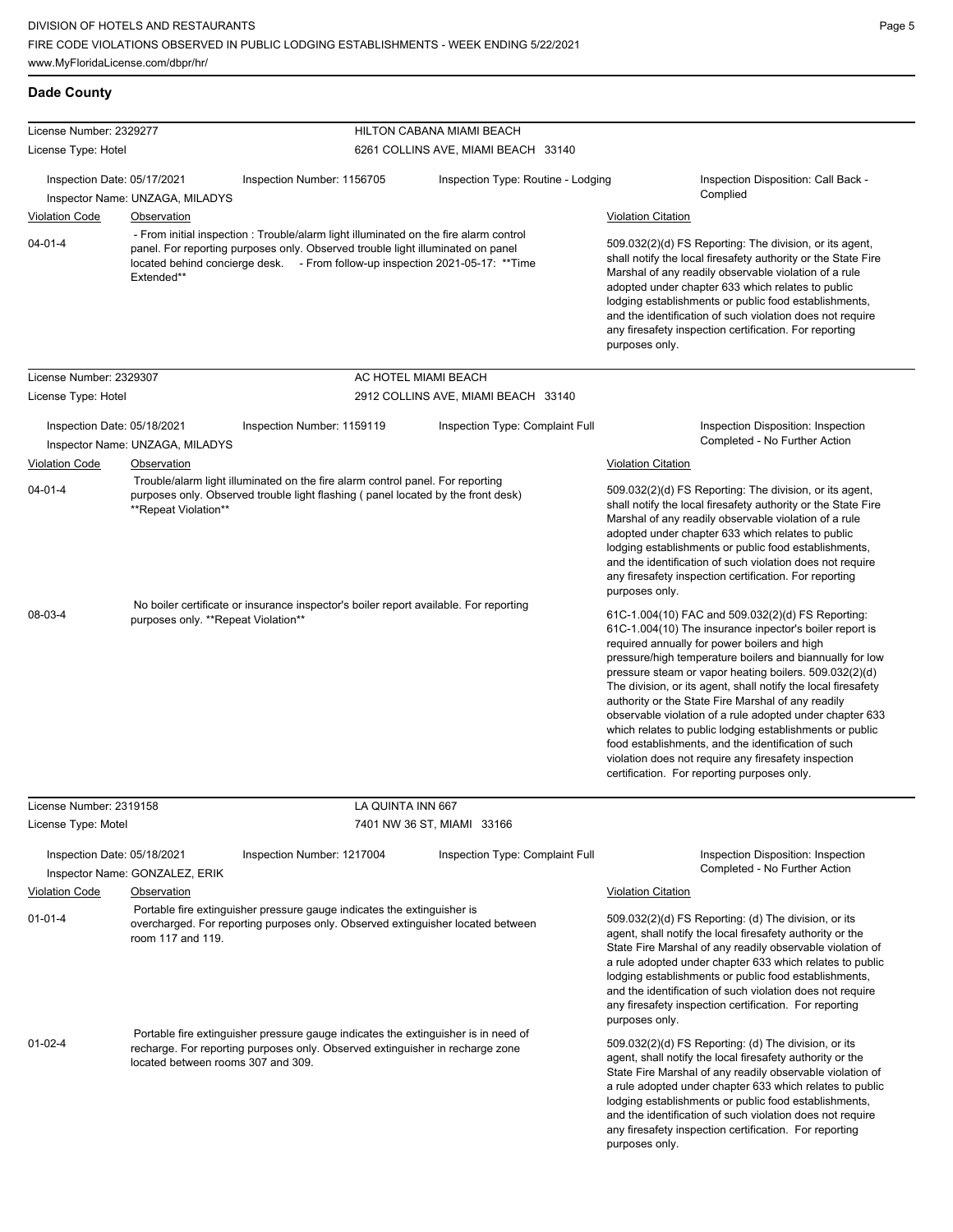## Dade County

**License Number:** 2329277 — **HILTON CABANA MIAMI BEACH**
**License Type:** Hotel — 6261 COLLINS AVE, MIAMI BEACH 33140

Inspection Date: 05/17/2021 | Inspection Number: 1156705 | Inspection Type: Routine - Lodging | Inspection Disposition: Call Back - Complied
Inspector Name: UNZAGA, MILADYS

| Violation Code | Observation | Violation Citation |
|---|---|---|
| 04-01-4 | - From initial inspection : Trouble/alarm light illuminated on the fire alarm control panel. For reporting purposes only. Observed trouble light illuminated on panel located behind concierge desk. - From follow-up inspection 2021-05-17: **Time Extended** | 509.032(2)(d) FS Reporting: The division, or its agent, shall notify the local firesafety authority or the State Fire Marshal of any readily observable violation of a rule adopted under chapter 633 which relates to public lodging establishments or public food establishments, and the identification of such violation does not require any firesafety inspection certification. For reporting purposes only. |

**License Number:** 2329307 — **AC HOTEL MIAMI BEACH**
**License Type:** Hotel — 2912 COLLINS AVE, MIAMI BEACH 33140

Inspection Date: 05/18/2021 | Inspection Number: 1159119 | Inspection Type: Complaint Full | Inspection Disposition: Inspection Completed - No Further Action
Inspector Name: UNZAGA, MILADYS

| Violation Code | Observation | Violation Citation |
|---|---|---|
| 04-01-4 | Trouble/alarm light illuminated on the fire alarm control panel. For reporting purposes only. Observed trouble light flashing ( panel located by the front desk) **Repeat Violation** | 509.032(2)(d) FS Reporting: The division, or its agent, shall notify the local firesafety authority or the State Fire Marshal of any readily observable violation of a rule adopted under chapter 633 which relates to public lodging establishments or public food establishments, and the identification of such violation does not require any firesafety inspection certification. For reporting purposes only. |
| 08-03-4 | No boiler certificate or insurance inspector's boiler report available. For reporting purposes only. **Repeat Violation** | 61C-1.004(10) FAC and 509.032(2)(d) FS Reporting: 61C-1.004(10) The insurance inpector's boiler report is required annually for power boilers and high pressure/high temperature boilers and biannually for low pressure steam or vapor heating boilers. 509.032(2)(d) The division, or its agent, shall notify the local firesafety authority or the State Fire Marshal of any readily observable violation of a rule adopted under chapter 633 which relates to public lodging establishments or public food establishments, and the identification of such violation does not require any firesafety inspection certification. For reporting purposes only. |

**License Number:** 2319158 — **LA QUINTA INN 667**
**License Type:** Motel — 7401 NW 36 ST, MIAMI 33166

Inspection Date: 05/18/2021 | Inspection Number: 1217004 | Inspection Type: Complaint Full | Inspection Disposition: Inspection Completed - No Further Action
Inspector Name: GONZALEZ, ERIK

| Violation Code | Observation | Violation Citation |
|---|---|---|
| 01-01-4 | Portable fire extinguisher pressure gauge indicates the extinguisher is overcharged. For reporting purposes only. Observed extinguisher located between room 117 and 119. | 509.032(2)(d) FS Reporting: (d) The division, or its agent, shall notify the local firesafety authority or the State Fire Marshal of any readily observable violation of a rule adopted under chapter 633 which relates to public lodging establishments or public food establishments, and the identification of such violation does not require any firesafety inspection certification. For reporting purposes only. |
| 01-02-4 | Portable fire extinguisher pressure gauge indicates the extinguisher is in need of recharge. For reporting purposes only. Observed extinguisher in recharge zone located between rooms 307 and 309. | 509.032(2)(d) FS Reporting: (d) The division, or its agent, shall notify the local firesafety authority or the State Fire Marshal of any readily observable violation of a rule adopted under chapter 633 which relates to public lodging establishments or public food establishments, and the identification of such violation does not require any firesafety inspection certification. For reporting purposes only. |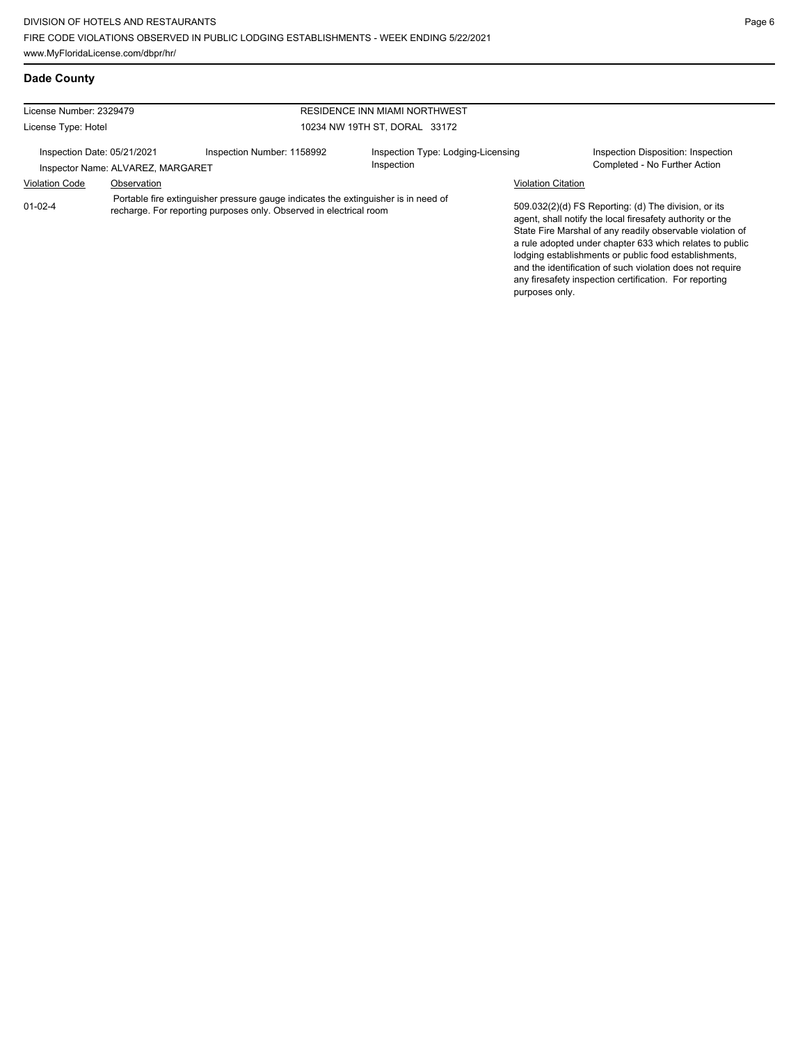## Dade County

| License Number: 2329479 | | RESIDENCE INN MIAMI NORTHWEST | |
|---|---|---|---|
| License Type: Hotel | | 10234 NW 19TH ST, DORAL 33172 | |
| Inspection Date: 05/21/2021 | Inspection Number: 1158992 | Inspection Type: Lodging-Licensing Inspection | Inspection Disposition: Inspection Completed - No Further Action |
| Inspector Name: ALVAREZ, MARGARET | | | |

| Violation Code | Observation | Violation Citation |
|---|---|---|
| 01-02-4 | Portable fire extinguisher pressure gauge indicates the extinguisher is in need of recharge. For reporting purposes only. Observed in electrical room | 509.032(2)(d) FS Reporting: (d) The division, or its agent, shall notify the local firesafety authority or the State Fire Marshal of any readily observable violation of a rule adopted under chapter 633 which relates to public lodging establishments or public food establishments, and the identification of such violation does not require any firesafety inspection certification. For reporting purposes only. |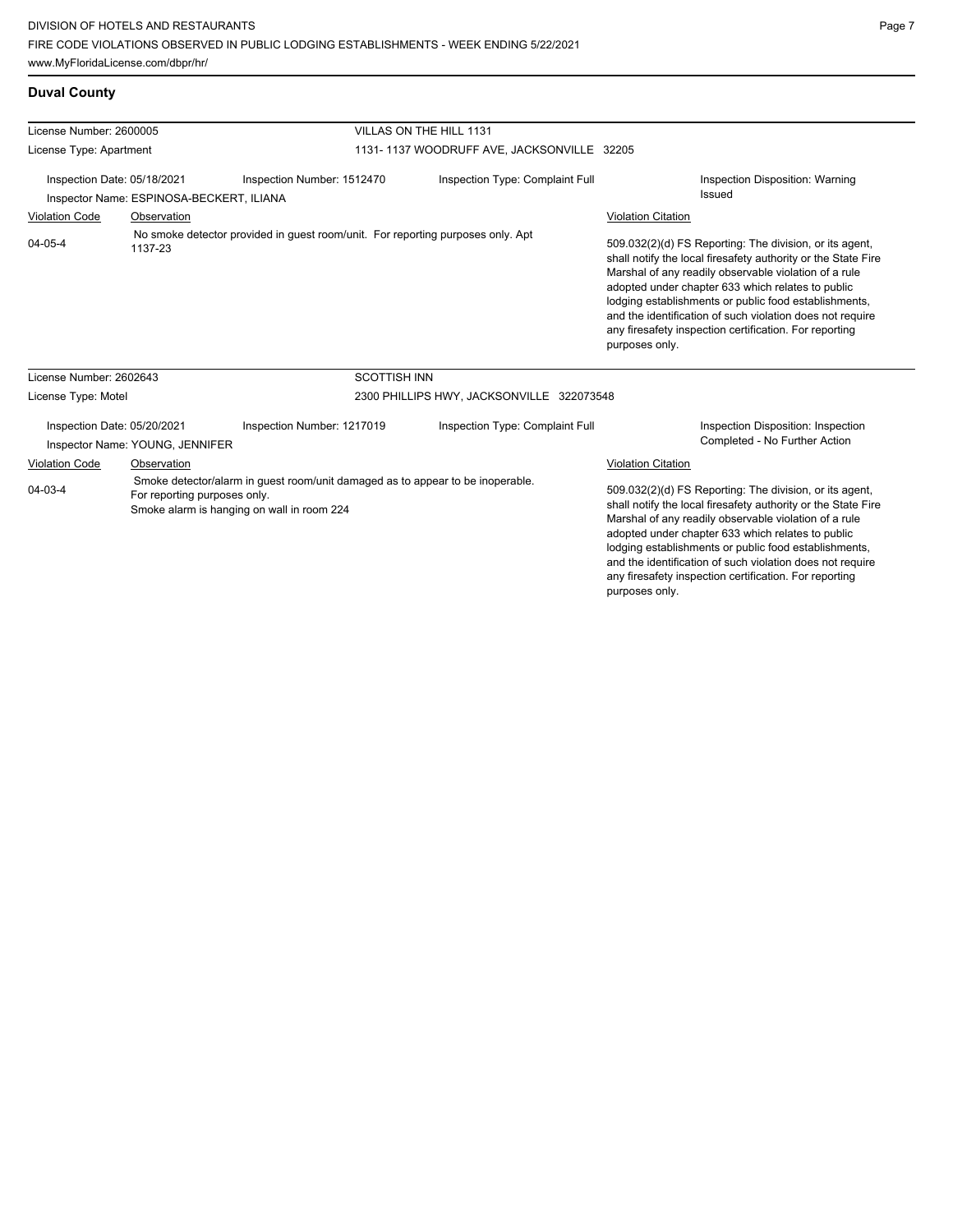## Duval County

| License Number: 2600005 | | VILLAS ON THE HILL 1131 | |
|---|---|---|---|
| License Type: Apartment | | 1131- 1137 WOODRUFF AVE, JACKSONVILLE 32205 | |
| Inspection Date: 05/18/2021 | Inspection Number: 1512470 | Inspection Type: Complaint Full | Inspection Disposition: Warning Issued |
| Inspector Name: ESPINOSA-BECKERT, ILIANA | | | |

| Violation Code | Observation | Violation Citation |
|---|---|---|
| 04-05-4 | No smoke detector provided in guest room/unit. For reporting purposes only. Apt 1137-23 | 509.032(2)(d) FS Reporting: The division, or its agent, shall notify the local firesafety authority or the State Fire Marshal of any readily observable violation of a rule adopted under chapter 633 which relates to public lodging establishments or public food establishments, and the identification of such violation does not require any firesafety inspection certification. For reporting purposes only. |

| License Number: 2602643 | | SCOTTISH INN | |
|---|---|---|---|
| License Type: Motel | | 2300 PHILLIPS HWY, JACKSONVILLE 322073548 | |
| Inspection Date: 05/20/2021 | Inspection Number: 1217019 | Inspection Type: Complaint Full | Inspection Disposition: Inspection Completed - No Further Action |
| Inspector Name: YOUNG, JENNIFER | | | |

| Violation Code | Observation | Violation Citation |
|---|---|---|
| 04-03-4 | Smoke detector/alarm in guest room/unit damaged as to appear to be inoperable. For reporting purposes only. Smoke alarm is hanging on wall in room 224 | 509.032(2)(d) FS Reporting: The division, or its agent, shall notify the local firesafety authority or the State Fire Marshal of any readily observable violation of a rule adopted under chapter 633 which relates to public lodging establishments or public food establishments, and the identification of such violation does not require any firesafety inspection certification. For reporting purposes only. |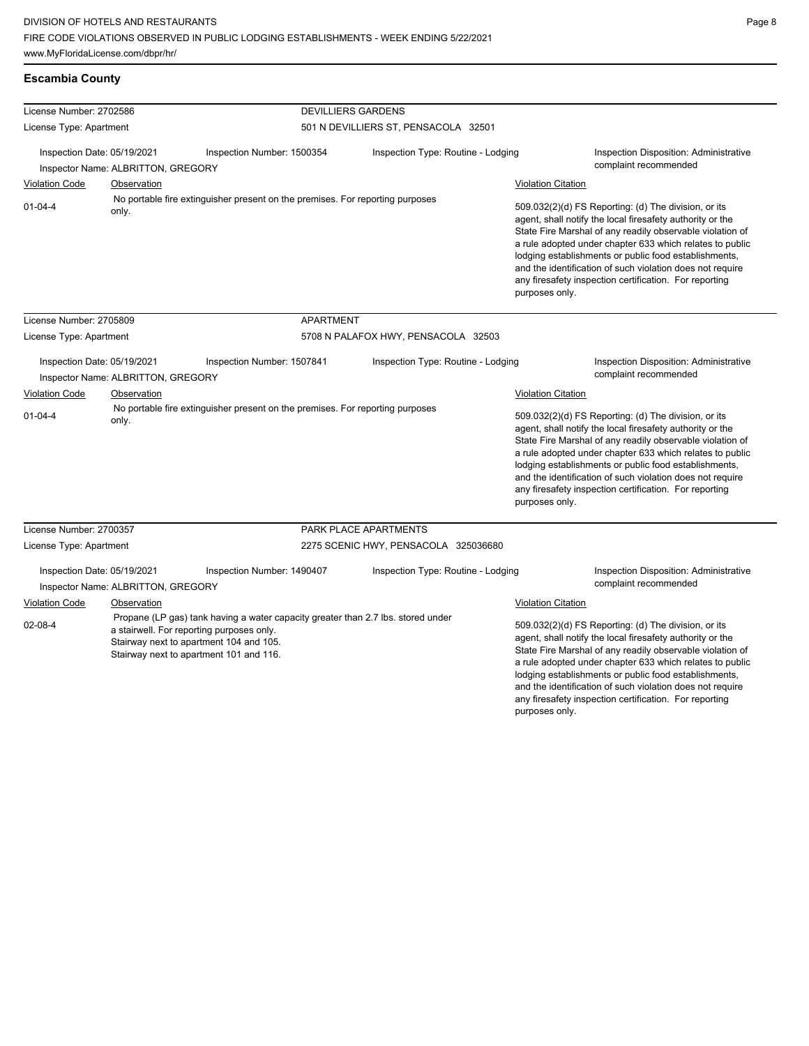## Escambia County

**License Number:** 2702586 — **DEVILLIERS GARDENS**
**License Type:** Apartment — 501 N DEVILLIERS ST, PENSACOLA 32501

Inspection Date: 05/19/2021 | Inspection Number: 1500354 | Inspection Type: Routine - Lodging | Inspection Disposition: Administrative complaint recommended

Inspector Name: ALBRITTON, GREGORY

| Violation Code | Observation | Violation Citation |
|---|---|---|
| 01-04-4 | No portable fire extinguisher present on the premises. For reporting purposes only. | 509.032(2)(d) FS Reporting: (d) The division, or its agent, shall notify the local firesafety authority or the State Fire Marshal of any readily observable violation of a rule adopted under chapter 633 which relates to public lodging establishments or public food establishments, and the identification of such violation does not require any firesafety inspection certification. For reporting purposes only. |

**License Number:** 2705809 — **APARTMENT**
**License Type:** Apartment — 5708 N PALAFOX HWY, PENSACOLA 32503

Inspection Date: 05/19/2021 | Inspection Number: 1507841 | Inspection Type: Routine - Lodging | Inspection Disposition: Administrative complaint recommended

Inspector Name: ALBRITTON, GREGORY

| Violation Code | Observation | Violation Citation |
|---|---|---|
| 01-04-4 | No portable fire extinguisher present on the premises. For reporting purposes only. | 509.032(2)(d) FS Reporting: (d) The division, or its agent, shall notify the local firesafety authority or the State Fire Marshal of any readily observable violation of a rule adopted under chapter 633 which relates to public lodging establishments or public food establishments, and the identification of such violation does not require any firesafety inspection certification. For reporting purposes only. |

**License Number:** 2700357 — **PARK PLACE APARTMENTS**
**License Type:** Apartment — 2275 SCENIC HWY, PENSACOLA 325036680

Inspection Date: 05/19/2021 | Inspection Number: 1490407 | Inspection Type: Routine - Lodging | Inspection Disposition: Administrative complaint recommended

Inspector Name: ALBRITTON, GREGORY

| Violation Code | Observation | Violation Citation |
|---|---|---|
| 02-08-4 | Propane (LP gas) tank having a water capacity greater than 2.7 lbs. stored under a stairwell. For reporting purposes only. Stairway next to apartment 104 and 105. Stairway next to apartment 101 and 116. | 509.032(2)(d) FS Reporting: (d) The division, or its agent, shall notify the local firesafety authority or the State Fire Marshal of any readily observable violation of a rule adopted under chapter 633 which relates to public lodging establishments or public food establishments, and the identification of such violation does not require any firesafety inspection certification. For reporting purposes only. |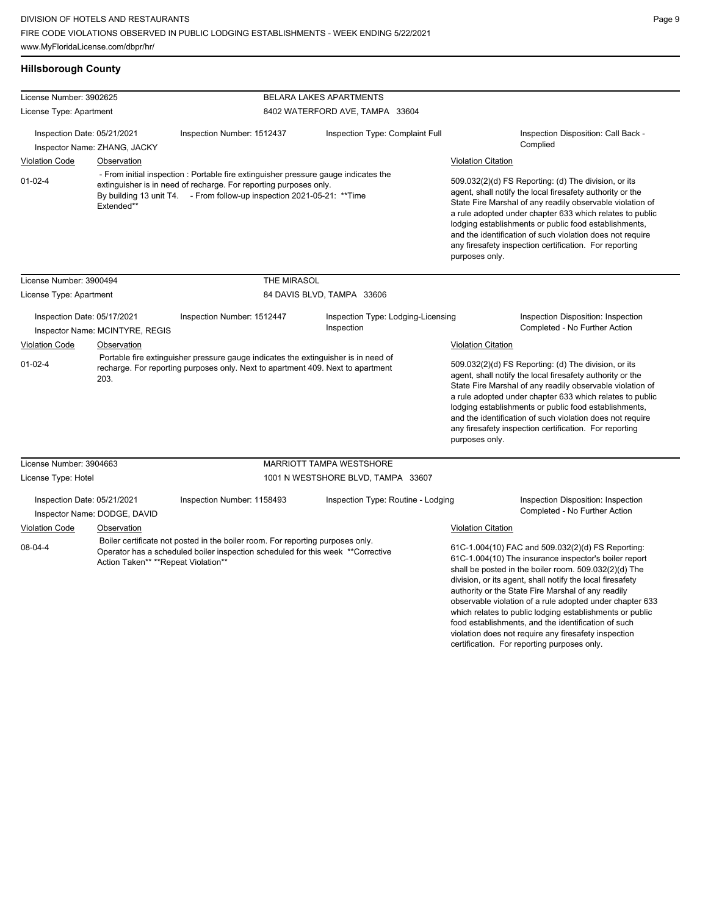## Hillsborough County

**License Number:** 3902625 | **BELARA LAKES APARTMENTS**
**License Type:** Apartment | 8402 WATERFORD AVE, TAMPA 33604

Inspection Date: 05/21/2021 | Inspection Number: 1512437 | Inspection Type: Complaint Full | Inspection Disposition: Call Back - Complied
Inspector Name: ZHANG, JACKY

| Violation Code | Observation | Violation Citation |
| --- | --- | --- |
| 01-02-4 | - From initial inspection : Portable fire extinguisher pressure gauge indicates the extinguisher is in need of recharge. For reporting purposes only. By building 13 unit T4. - From follow-up inspection 2021-05-21: **Time Extended** | 509.032(2)(d) FS Reporting: (d) The division, or its agent, shall notify the local firesafety authority or the State Fire Marshal of any readily observable violation of a rule adopted under chapter 633 which relates to public lodging establishments or public food establishments, and the identification of such violation does not require any firesafety inspection certification. For reporting purposes only. |

**License Number:** 3900494 | **THE MIRASOL**
**License Type:** Apartment | 84 DAVIS BLVD, TAMPA 33606

Inspection Date: 05/17/2021 | Inspection Number: 1512447 | Inspection Type: Lodging-Licensing Inspection | Inspection Disposition: Inspection Completed - No Further Action
Inspector Name: MCINTYRE, REGIS

| Violation Code | Observation | Violation Citation |
| --- | --- | --- |
| 01-02-4 | Portable fire extinguisher pressure gauge indicates the extinguisher is in need of recharge. For reporting purposes only. Next to apartment 409. Next to apartment 203. | 509.032(2)(d) FS Reporting: (d) The division, or its agent, shall notify the local firesafety authority or the State Fire Marshal of any readily observable violation of a rule adopted under chapter 633 which relates to public lodging establishments or public food establishments, and the identification of such violation does not require any firesafety inspection certification. For reporting purposes only. |

**License Number:** 3904663 | **MARRIOTT TAMPA WESTSHORE**
**License Type:** Hotel | 1001 N WESTSHORE BLVD, TAMPA 33607

Inspection Date: 05/21/2021 | Inspection Number: 1158493 | Inspection Type: Routine - Lodging | Inspection Disposition: Inspection Completed - No Further Action
Inspector Name: DODGE, DAVID

| Violation Code | Observation | Violation Citation |
| --- | --- | --- |
| 08-04-4 | Boiler certificate not posted in the boiler room. For reporting purposes only. Operator has a scheduled boiler inspection scheduled for this week **Corrective Action Taken** **Repeat Violation** | 61C-1.004(10) FAC and 509.032(2)(d) FS Reporting: 61C-1.004(10) The insurance inspector's boiler report shall be posted in the boiler room. 509.032(2)(d) The division, or its agent, shall notify the local firesafety authority or the State Fire Marshal of any readily observable violation of a rule adopted under chapter 633 which relates to public lodging establishments or public food establishments, and the identification of such violation does not require any firesafety inspection certification. For reporting purposes only. |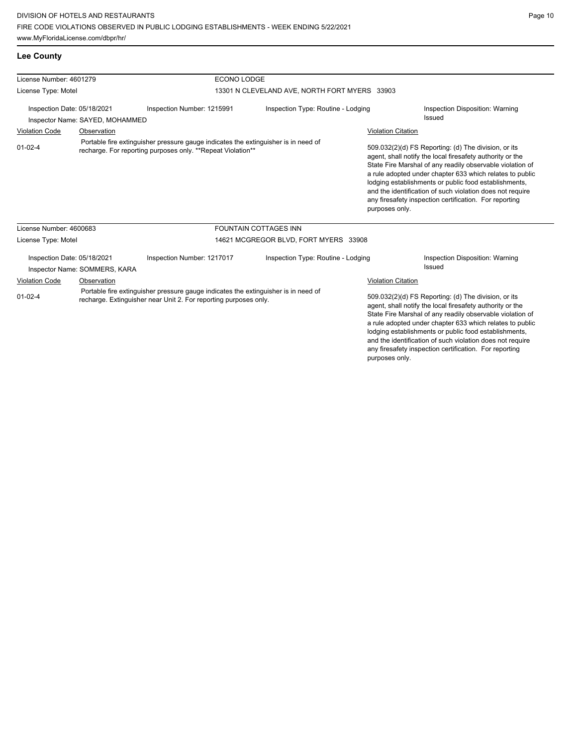## Lee County

**License Number:** 4601279 — **ECONO LODGE**
**License Type:** Motel — 13301 N CLEVELAND AVE, NORTH FORT MYERS 33903

Inspection Date: 05/18/2021 | Inspection Number: 1215991 | Inspection Type: Routine - Lodging | Inspection Disposition: Warning Issued
Inspector Name: SAYED, MOHAMMED

| Violation Code | Observation | Violation Citation |
|---|---|---|
| 01-02-4 | Portable fire extinguisher pressure gauge indicates the extinguisher is in need of recharge. For reporting purposes only. **Repeat Violation** | 509.032(2)(d) FS Reporting: (d) The division, or its agent, shall notify the local firesafety authority or the State Fire Marshal of any readily observable violation of a rule adopted under chapter 633 which relates to public lodging establishments or public food establishments, and the identification of such violation does not require any firesafety inspection certification. For reporting purposes only. |

**License Number:** 4600683 — **FOUNTAIN COTTAGES INN**
**License Type:** Motel — 14621 MCGREGOR BLVD, FORT MYERS 33908

Inspection Date: 05/18/2021 | Inspection Number: 1217017 | Inspection Type: Routine - Lodging | Inspection Disposition: Warning Issued
Inspector Name: SOMMERS, KARA

| Violation Code | Observation | Violation Citation |
|---|---|---|
| 01-02-4 | Portable fire extinguisher pressure gauge indicates the extinguisher is in need of recharge. Extinguisher near Unit 2. For reporting purposes only. | 509.032(2)(d) FS Reporting: (d) The division, or its agent, shall notify the local firesafety authority or the State Fire Marshal of any readily observable violation of a rule adopted under chapter 633 which relates to public lodging establishments or public food establishments, and the identification of such violation does not require any firesafety inspection certification. For reporting purposes only. |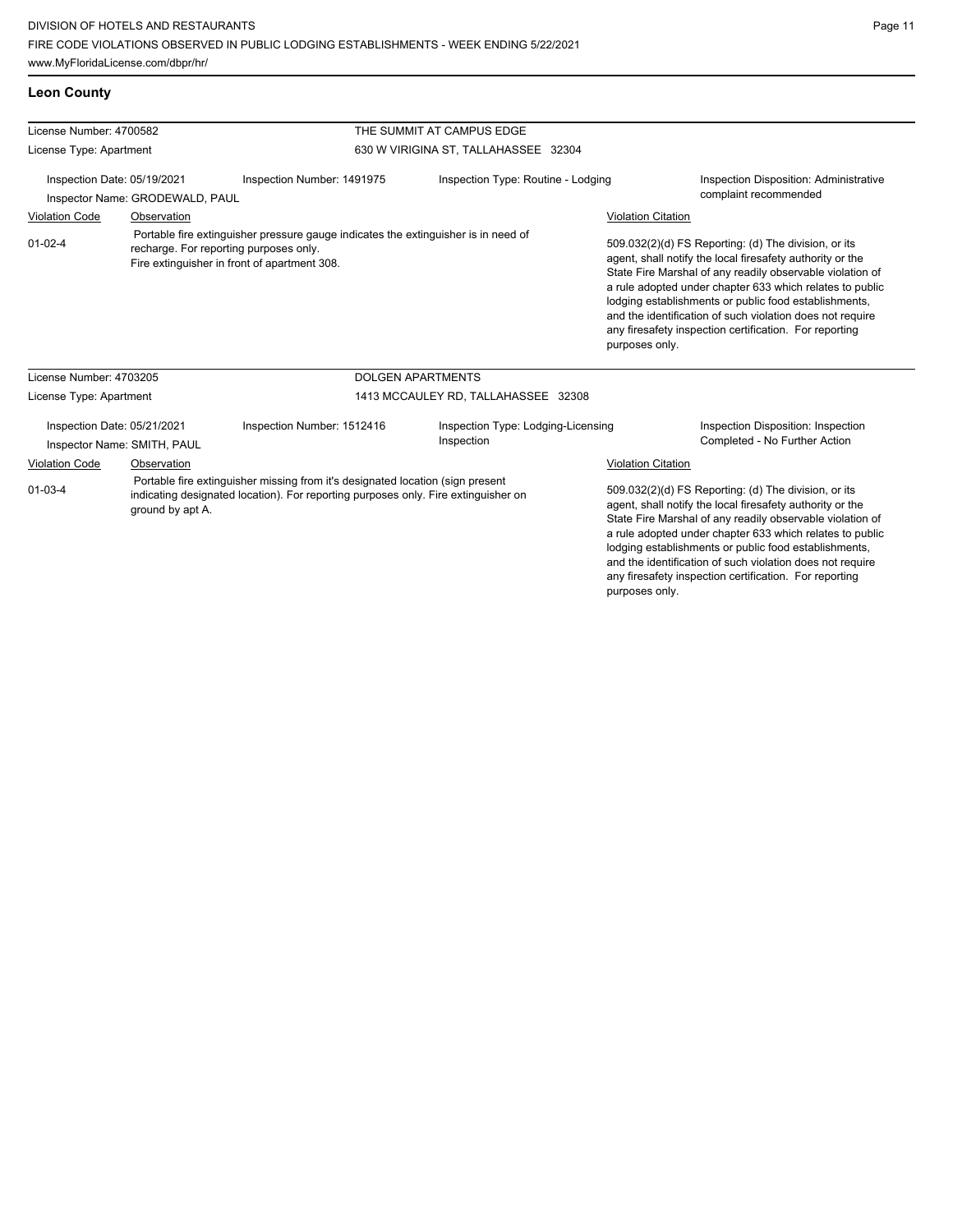## Leon County

| License Number: 4700582 | | THE SUMMIT AT CAMPUS EDGE | |
|---|---|---|---|
| License Type: Apartment | | 630 W VIRIGINA ST, TALLAHASSEE 32304 | |
| Inspection Date: 05/19/2021<br>Inspector Name: GRODEWALD, PAUL | Inspection Number: 1491975 | Inspection Type: Routine - Lodging | Inspection Disposition: Administrative complaint recommended |

| Violation Code | Observation | Violation Citation |
|---|---|---|
| 01-02-4 | Portable fire extinguisher pressure gauge indicates the extinguisher is in need of recharge. For reporting purposes only. Fire extinguisher in front of apartment 308. | 509.032(2)(d) FS Reporting: (d) The division, or its agent, shall notify the local firesafety authority or the State Fire Marshal of any readily observable violation of a rule adopted under chapter 633 which relates to public lodging establishments or public food establishments, and the identification of such violation does not require any firesafety inspection certification. For reporting purposes only. |

| License Number: 4703205 | | DOLGEN APARTMENTS | |
|---|---|---|---|
| License Type: Apartment | | 1413 MCCAULEY RD, TALLAHASSEE 32308 | |
| Inspection Date: 05/21/2021<br>Inspector Name: SMITH, PAUL | Inspection Number: 1512416 | Inspection Type: Lodging-Licensing Inspection | Inspection Disposition: Inspection Completed - No Further Action |

| Violation Code | Observation | Violation Citation |
|---|---|---|
| 01-03-4 | Portable fire extinguisher missing from it's designated location (sign present indicating designated location). For reporting purposes only. Fire extinguisher on ground by apt A. | 509.032(2)(d) FS Reporting: (d) The division, or its agent, shall notify the local firesafety authority or the State Fire Marshal of any readily observable violation of a rule adopted under chapter 633 which relates to public lodging establishments or public food establishments, and the identification of such violation does not require any firesafety inspection certification. For reporting purposes only. |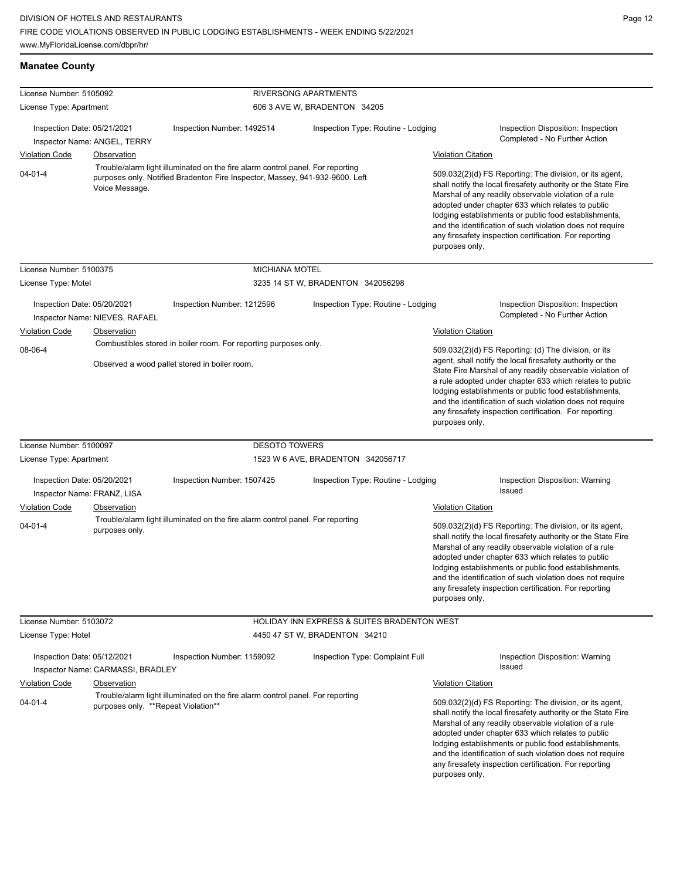## Manatee County

**License Number:** 5105092 — **RIVERSONG APARTMENTS**
**License Type:** Apartment — 606 3 AVE W, BRADENTON 34205

Inspection Date: 05/21/2021 | Inspection Number: 1492514 | Inspection Type: Routine - Lodging | Inspection Disposition: Inspection Completed - No Further Action
Inspector Name: ANGEL, TERRY

| Violation Code | Observation | Violation Citation |
|---|---|---|
| 04-01-4 | Trouble/alarm light illuminated on the fire alarm control panel. For reporting purposes only. Notified Bradenton Fire Inspector, Massey, 941-932-9600. Left Voice Message. | 509.032(2)(d) FS Reporting: The division, or its agent, shall notify the local firesafety authority or the State Fire Marshal of any readily observable violation of a rule adopted under chapter 633 which relates to public lodging establishments or public food establishments, and the identification of such violation does not require any firesafety inspection certification. For reporting purposes only. |

**License Number:** 5100375 — **MICHIANA MOTEL**
**License Type:** Motel — 3235 14 ST W, BRADENTON 342056298

Inspection Date: 05/20/2021 | Inspection Number: 1212596 | Inspection Type: Routine - Lodging | Inspection Disposition: Inspection Completed - No Further Action
Inspector Name: NIEVES, RAFAEL

| Violation Code | Observation | Violation Citation |
|---|---|---|
| 08-06-4 | Combustibles stored in boiler room. For reporting purposes only.<br><br>Observed a wood pallet stored in boiler room. | 509.032(2)(d) FS Reporting: (d) The division, or its agent, shall notify the local firesafety authority or the State Fire Marshal of any readily observable violation of a rule adopted under chapter 633 which relates to public lodging establishments or public food establishments, and the identification of such violation does not require any firesafety inspection certification. For reporting purposes only. |

**License Number:** 5100097 — **DESOTO TOWERS**
**License Type:** Apartment — 1523 W 6 AVE, BRADENTON 342056717

Inspection Date: 05/20/2021 | Inspection Number: 1507425 | Inspection Type: Routine - Lodging | Inspection Disposition: Warning Issued
Inspector Name: FRANZ, LISA

| Violation Code | Observation | Violation Citation |
|---|---|---|
| 04-01-4 | Trouble/alarm light illuminated on the fire alarm control panel. For reporting purposes only. | 509.032(2)(d) FS Reporting: The division, or its agent, shall notify the local firesafety authority or the State Fire Marshal of any readily observable violation of a rule adopted under chapter 633 which relates to public lodging establishments or public food establishments, and the identification of such violation does not require any firesafety inspection certification. For reporting purposes only. |

**License Number:** 5103072 — **HOLIDAY INN EXPRESS & SUITES BRADENTON WEST**
**License Type:** Hotel — 4450 47 ST W, BRADENTON 34210

Inspection Date: 05/12/2021 | Inspection Number: 1159092 | Inspection Type: Complaint Full | Inspection Disposition: Warning Issued
Inspector Name: CARMASSI, BRADLEY

| Violation Code | Observation | Violation Citation |
|---|---|---|
| 04-01-4 | Trouble/alarm light illuminated on the fire alarm control panel. For reporting purposes only. **Repeat Violation** | 509.032(2)(d) FS Reporting: The division, or its agent, shall notify the local firesafety authority or the State Fire Marshal of any readily observable violation of a rule adopted under chapter 633 which relates to public lodging establishments or public food establishments, and the identification of such violation does not require any firesafety inspection certification. For reporting purposes only. |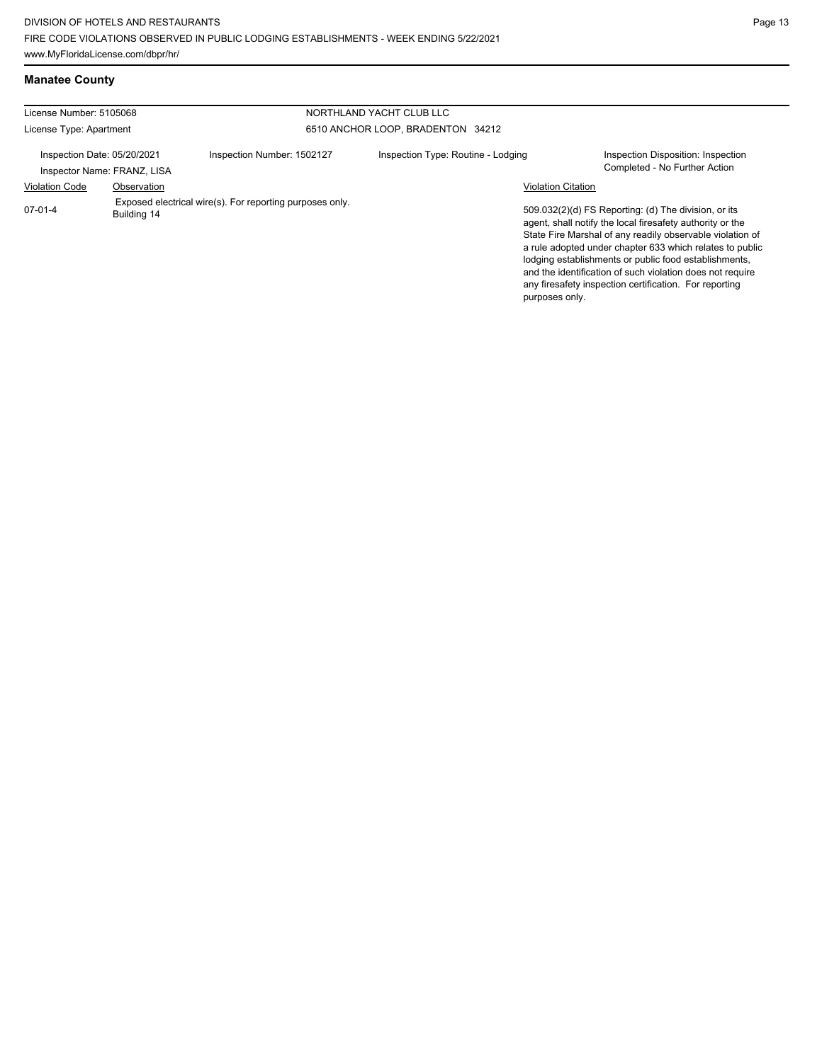## Manatee County

| License Number: 5105068 | | NORTHLAND YACHT CLUB LLC | |
|---|---|---|---|
| License Type: Apartment | | 6510 ANCHOR LOOP, BRADENTON 34212 | |
| Inspection Date: 05/20/2021 | Inspection Number: 1502127 | Inspection Type: Routine - Lodging | Inspection Disposition: Inspection Completed - No Further Action |
| Inspector Name: FRANZ, LISA | | | |

| Violation Code | Observation | Violation Citation |
|---|---|---|
| 07-01-4 | Exposed electrical wire(s). For reporting purposes only. Building 14 | 509.032(2)(d) FS Reporting: (d) The division, or its agent, shall notify the local firesafety authority or the State Fire Marshal of any readily observable violation of a rule adopted under chapter 633 which relates to public lodging establishments or public food establishments, and the identification of such violation does not require any firesafety inspection certification. For reporting purposes only. |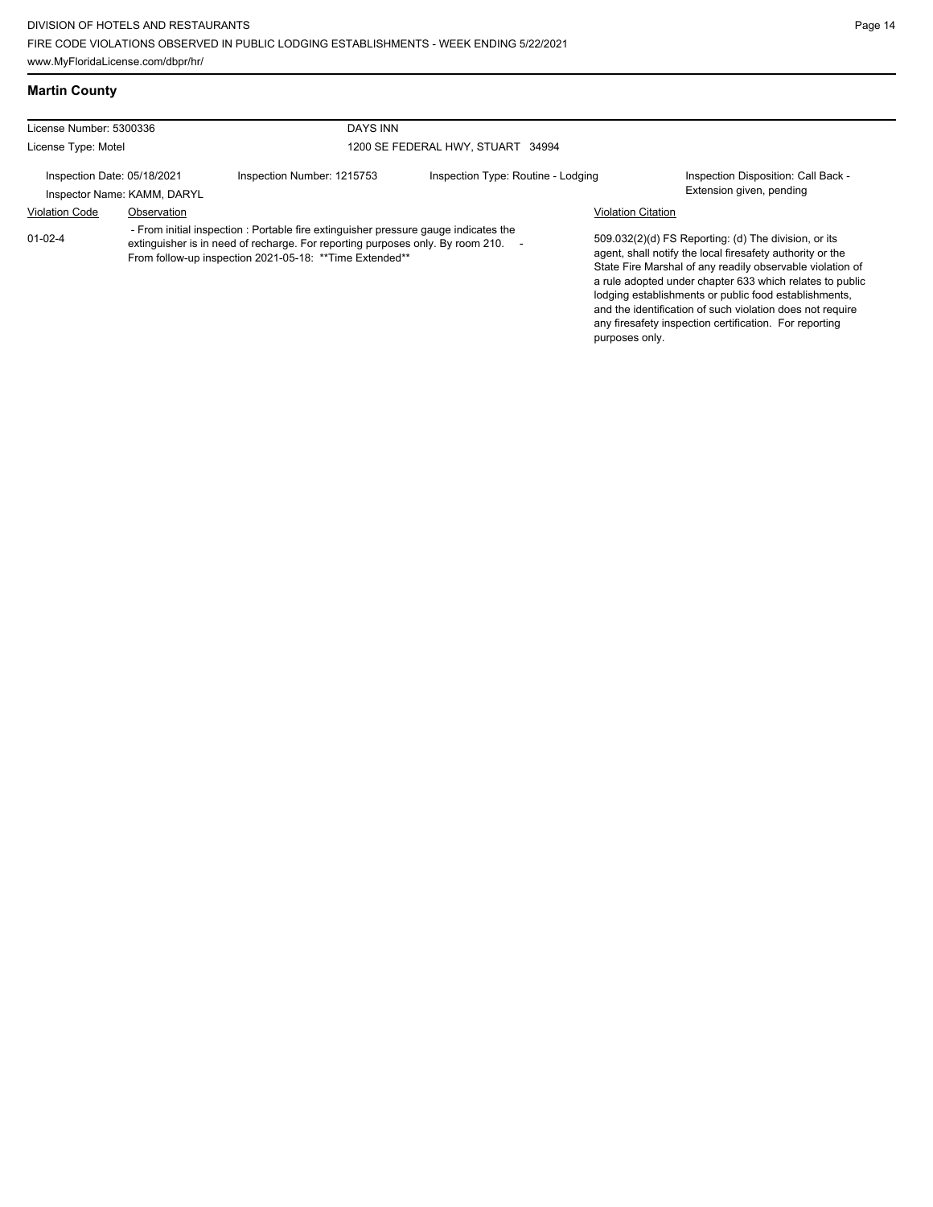DIVISION OF HOTELS AND RESTAURANTS
FIRE CODE VIOLATIONS OBSERVED IN PUBLIC LODGING ESTABLISHMENTS - WEEK ENDING 5/22/2021
www.MyFloridaLicense.com/dbpr/hr/

## Martin County

| License Number: 5300336 | | DAYS INN | |
|---|---|---|---|
| License Type: Motel | | 1200 SE FEDERAL HWY, STUART 34994 | |
| Inspection Date: 05/18/2021<br>Inspector Name: KAMM, DARYL | Inspection Number: 1215753 | Inspection Type: Routine - Lodging | Inspection Disposition: Call Back - Extension given, pending |

| Violation Code | Observation | Violation Citation |
|---|---|---|
| 01-02-4 | - From initial inspection : Portable fire extinguisher pressure gauge indicates the extinguisher is in need of recharge. For reporting purposes only. By room 210. - From follow-up inspection 2021-05-18: **Time Extended** | 509.032(2)(d) FS Reporting: (d) The division, or its agent, shall notify the local firesafety authority or the State Fire Marshal of any readily observable violation of a rule adopted under chapter 633 which relates to public lodging establishments or public food establishments, and the identification of such violation does not require any firesafety inspection certification. For reporting purposes only. |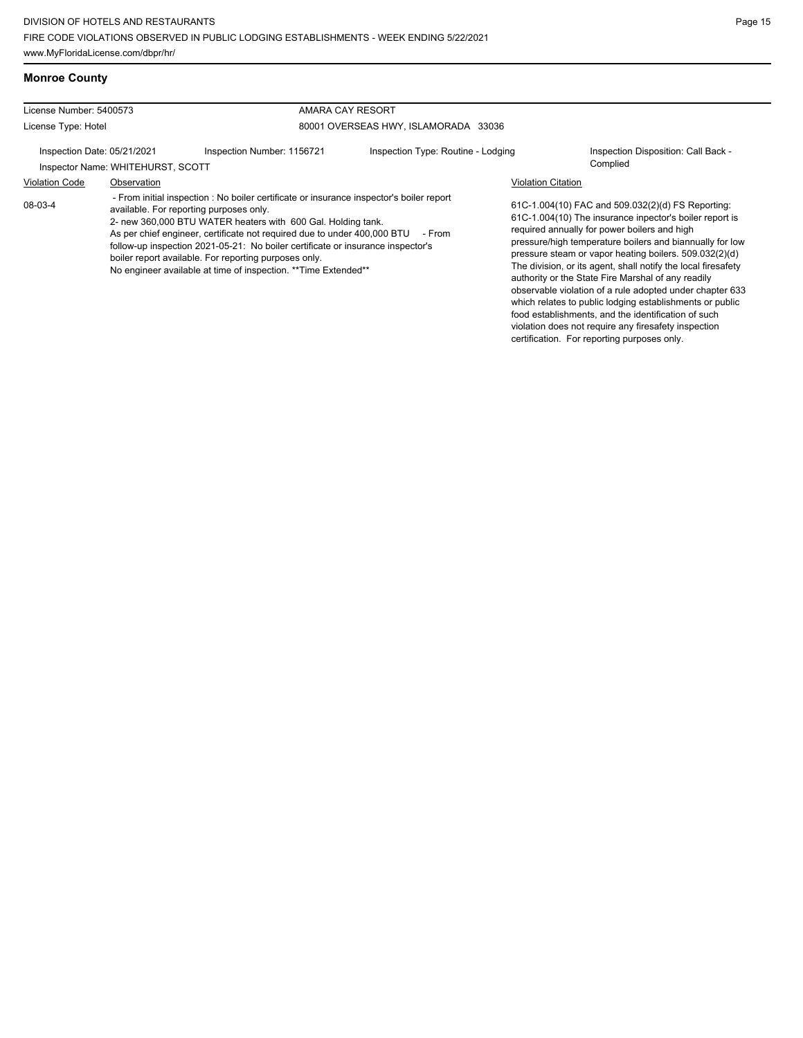## Monroe County

| License Number: 5400573 | | AMARA CAY RESORT | |
|---|---|---|---|
| License Type: Hotel | | 80001 OVERSEAS HWY, ISLAMORADA 33036 | |
| Inspection Date: 05/21/2021 | Inspection Number: 1156721 | Inspection Type: Routine - Lodging | Inspection Disposition: Call Back - Complied |
| Inspector Name: WHITEHURST, SCOTT | | | |

| Violation Code | Observation | Violation Citation |
|---|---|---|
| 08-03-4 | - From initial inspection : No boiler certificate or insurance inspector's boiler report available. For reporting purposes only. 2- new 360,000 BTU WATER heaters with 600 Gal. Holding tank. As per chief engineer, certificate not required due to under 400,000 BTU - From follow-up inspection 2021-05-21: No boiler certificate or insurance inspector's boiler report available. For reporting purposes only. No engineer available at time of inspection. **Time Extended** | 61C-1.004(10) FAC and 509.032(2)(d) FS Reporting: 61C-1.004(10) The insurance inpector's boiler report is required annually for power boilers and high pressure/high temperature boilers and biannually for low pressure steam or vapor heating boilers. 509.032(2)(d) The division, or its agent, shall notify the local firesafety authority or the State Fire Marshal of any readily observable violation of a rule adopted under chapter 633 which relates to public lodging establishments or public food establishments, and the identification of such violation does not require any firesafety inspection certification. For reporting purposes only. |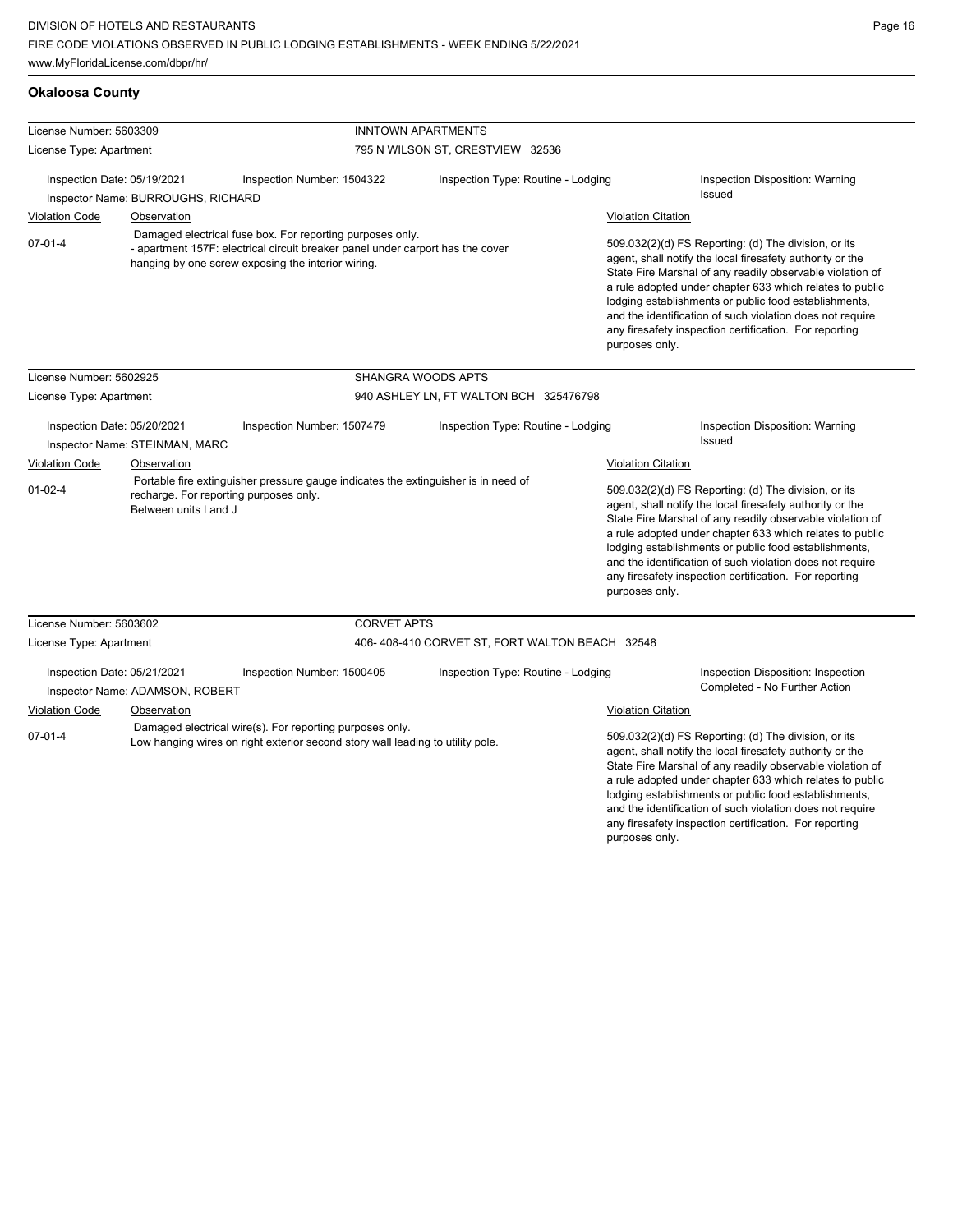**Okaloosa County**

| License Number: 5603309 | | INNTOWN APARTMENTS | |
|---|---|---|---|
| License Type: Apartment | | 795 N WILSON ST, CRESTVIEW 32536 | |
| Inspection Date: 05/19/2021 | Inspection Number: 1504322 | Inspection Type: Routine - Lodging | Inspection Disposition: Warning Issued |
| Inspector Name: BURROUGHS, RICHARD | | | |

| Violation Code | Observation | Violation Citation |
|---|---|---|
| 07-01-4 | Damaged electrical fuse box. For reporting purposes only. - apartment 157F: electrical circuit breaker panel under carport has the cover hanging by one screw exposing the interior wiring. | 509.032(2)(d) FS Reporting: (d) The division, or its agent, shall notify the local firesafety authority or the State Fire Marshal of any readily observable violation of a rule adopted under chapter 633 which relates to public lodging establishments or public food establishments, and the identification of such violation does not require any firesafety inspection certification. For reporting purposes only. |

| License Number: 5602925 | | SHANGRA WOODS APTS | |
|---|---|---|---|
| License Type: Apartment | | 940 ASHLEY LN, FT WALTON BCH 325476798 | |
| Inspection Date: 05/20/2021 | Inspection Number: 1507479 | Inspection Type: Routine - Lodging | Inspection Disposition: Warning Issued |
| Inspector Name: STEINMAN, MARC | | | |

| Violation Code | Observation | Violation Citation |
|---|---|---|
| 01-02-4 | Portable fire extinguisher pressure gauge indicates the extinguisher is in need of recharge. For reporting purposes only. Between units I and J | 509.032(2)(d) FS Reporting: (d) The division, or its agent, shall notify the local firesafety authority or the State Fire Marshal of any readily observable violation of a rule adopted under chapter 633 which relates to public lodging establishments or public food establishments, and the identification of such violation does not require any firesafety inspection certification. For reporting purposes only. |

| License Number: 5603602 | | CORVET APTS | |
|---|---|---|---|
| License Type: Apartment | | 406- 408-410 CORVET ST, FORT WALTON BEACH 32548 | |
| Inspection Date: 05/21/2021 | Inspection Number: 1500405 | Inspection Type: Routine - Lodging | Inspection Disposition: Inspection Completed - No Further Action |
| Inspector Name: ADAMSON, ROBERT | | | |

| Violation Code | Observation | Violation Citation |
|---|---|---|
| 07-01-4 | Damaged electrical wire(s). For reporting purposes only. Low hanging wires on right exterior second story wall leading to utility pole. | 509.032(2)(d) FS Reporting: (d) The division, or its agent, shall notify the local firesafety authority or the State Fire Marshal of any readily observable violation of a rule adopted under chapter 633 which relates to public lodging establishments or public food establishments, and the identification of such violation does not require any firesafety inspection certification. For reporting purposes only. |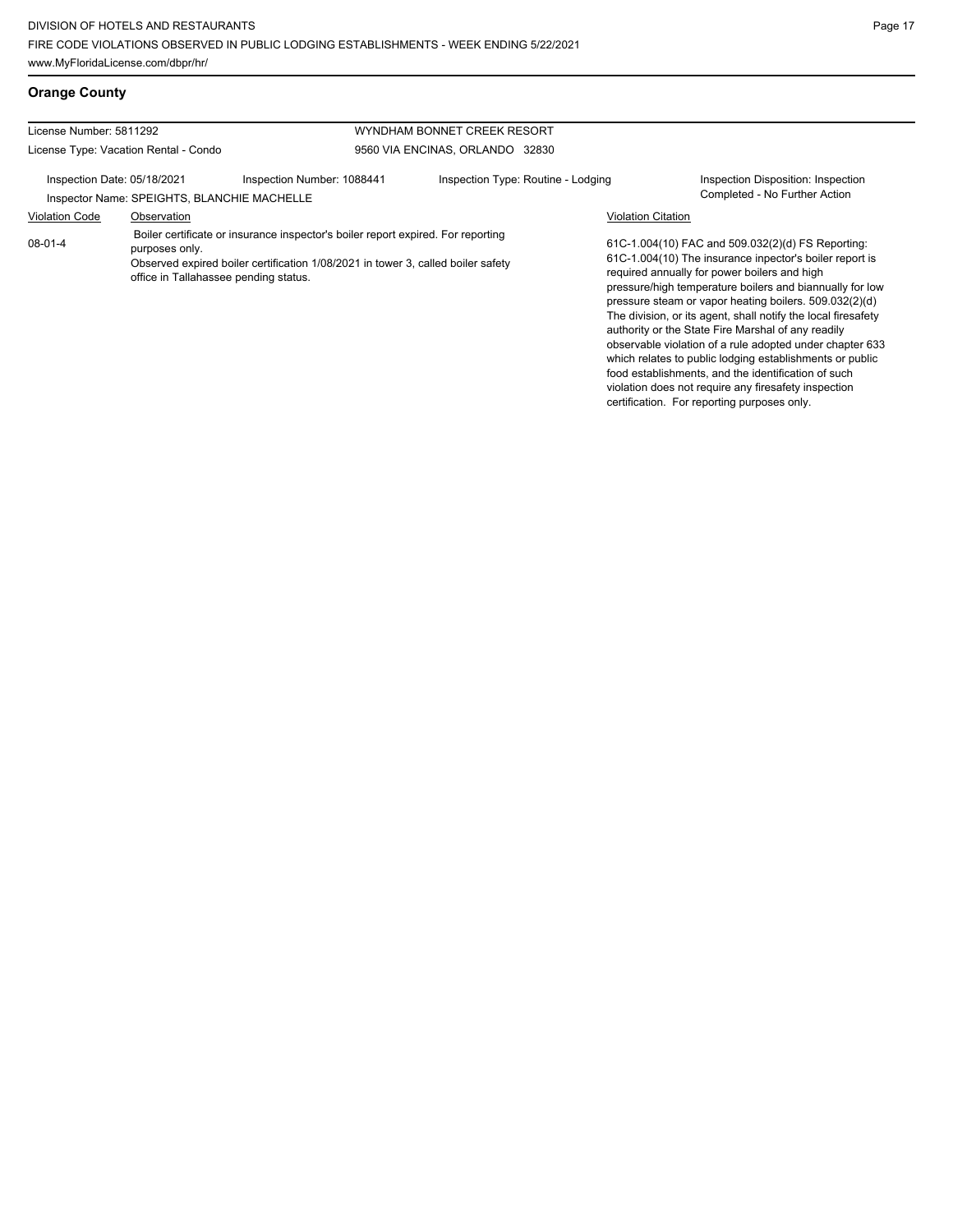## Orange County

| License Number: 5811292 | | WYNDHAM BONNET CREEK RESORT | |
|---|---|---|---|
| License Type: Vacation Rental - Condo | | 9560 VIA ENCINAS, ORLANDO 32830 | |
| Inspection Date: 05/18/2021 | Inspection Number: 1088441 | Inspection Type: Routine - Lodging | Inspection Disposition: Inspection Completed - No Further Action |
| Inspector Name: SPEIGHTS, BLANCHIE MACHELLE | | | |

| Violation Code | Observation | Violation Citation |
|---|---|---|
| 08-01-4 | Boiler certificate or insurance inspector's boiler report expired. For reporting purposes only.<br>Observed expired boiler certification 1/08/2021 in tower 3, called boiler safety office in Tallahassee pending status. | 61C-1.004(10) FAC and 509.032(2)(d) FS Reporting: 61C-1.004(10) The insurance inpector's boiler report is required annually for power boilers and high pressure/high temperature boilers and biannually for low pressure steam or vapor heating boilers. 509.032(2)(d) The division, or its agent, shall notify the local firesafety authority or the State Fire Marshal of any readily observable violation of a rule adopted under chapter 633 which relates to public lodging establishments or public food establishments, and the identification of such violation does not require any firesafety inspection certification. For reporting purposes only. |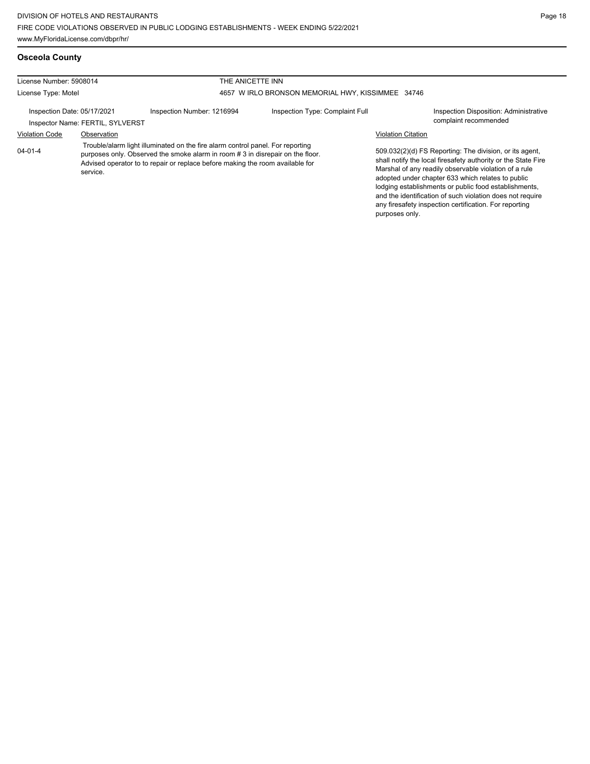## Osceola County

| License Number: 5908014 | | THE ANICETTE INN | |
|---|---|---|---|
| License Type: Motel | | 4657 W IRLO BRONSON MEMORIAL HWY, KISSIMMEE 34746 | |
| Inspection Date: 05/17/2021 | Inspection Number: 1216994 | Inspection Type: Complaint Full | Inspection Disposition: Administrative complaint recommended |
| Inspector Name: FERTIL, SYLVERST | | | |

| Violation Code | Observation | Violation Citation |
|---|---|---|
| 04-01-4 | Trouble/alarm light illuminated on the fire alarm control panel. For reporting purposes only. Observed the smoke alarm in room # 3 in disrepair on the floor. Advised operator to to repair or replace before making the room available for service. | 509.032(2)(d) FS Reporting: The division, or its agent, shall notify the local firesafety authority or the State Fire Marshal of any readily observable violation of a rule adopted under chapter 633 which relates to public lodging establishments or public food establishments, and the identification of such violation does not require any firesafety inspection certification. For reporting purposes only. |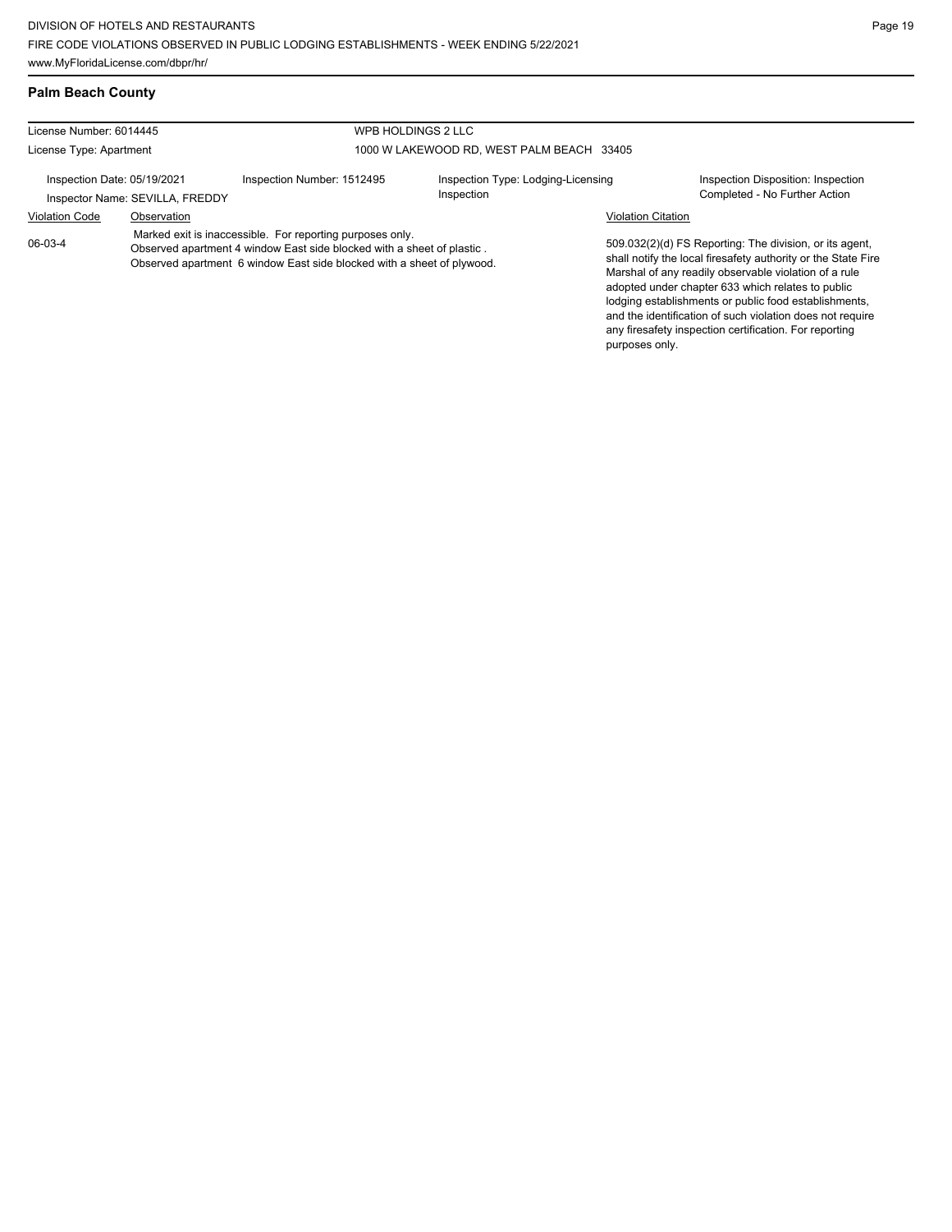## Palm Beach County

License Number: 6014445

License Type: Apartment

WPB HOLDINGS 2 LLC

1000 W LAKEWOOD RD, WEST PALM BEACH 33405

Inspection Date: 05/19/2021

Inspector Name: SEVILLA, FREDDY

Inspection Number: 1512495

Inspection Type: Lodging-Licensing Inspection

Inspection Disposition: Inspection Completed - No Further Action

| Violation Code | Observation | Violation Citation |
|---|---|---|
| 06-03-4 | Marked exit is inaccessible. For reporting purposes only. Observed apartment 4 window East side blocked with a sheet of plastic . Observed apartment 6 window East side blocked with a sheet of plywood. | 509.032(2)(d) FS Reporting: The division, or its agent, shall notify the local firesafety authority or the State Fire Marshal of any readily observable violation of a rule adopted under chapter 633 which relates to public lodging establishments or public food establishments, and the identification of such violation does not require any firesafety inspection certification. For reporting purposes only. |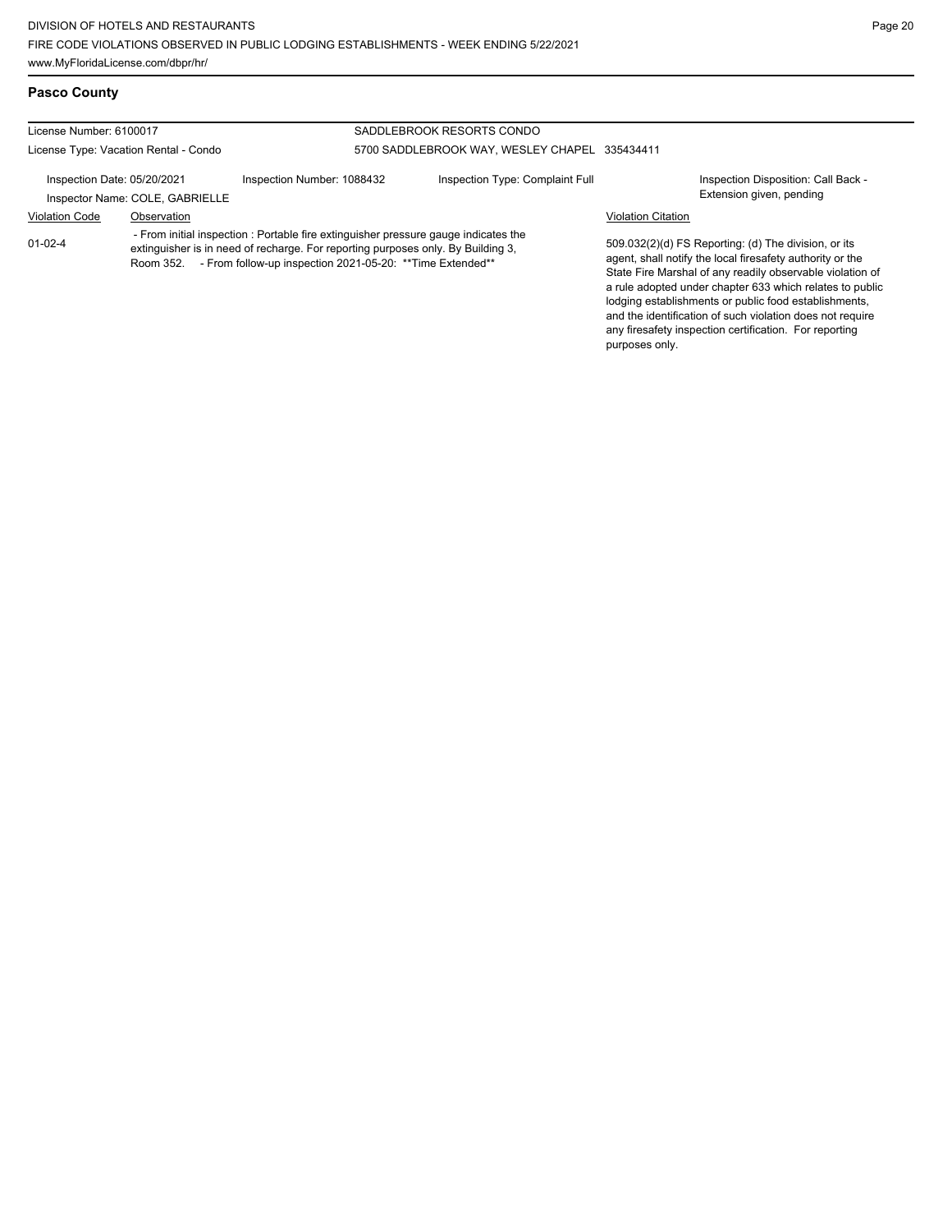## Pasco County

| License Number: 6100017 | | SADDLEBROOK RESORTS CONDO | |
|---|---|---|---|
| License Type: Vacation Rental - Condo | | 5700 SADDLEBROOK WAY, WESLEY CHAPEL 335434411 | |
| Inspection Date: 05/20/2021<br>Inspector Name: COLE, GABRIELLE | Inspection Number: 1088432 | Inspection Type: Complaint Full | Inspection Disposition: Call Back - Extension given, pending |

| Violation Code | Observation | Violation Citation |
|---|---|---|
| 01-02-4 | - From initial inspection : Portable fire extinguisher pressure gauge indicates the extinguisher is in need of recharge. For reporting purposes only. By Building 3, Room 352. - From follow-up inspection 2021-05-20: **Time Extended** | 509.032(2)(d) FS Reporting: (d) The division, or its agent, shall notify the local firesafety authority or the State Fire Marshal of any readily observable violation of a rule adopted under chapter 633 which relates to public lodging establishments or public food establishments, and the identification of such violation does not require any firesafety inspection certification. For reporting purposes only. |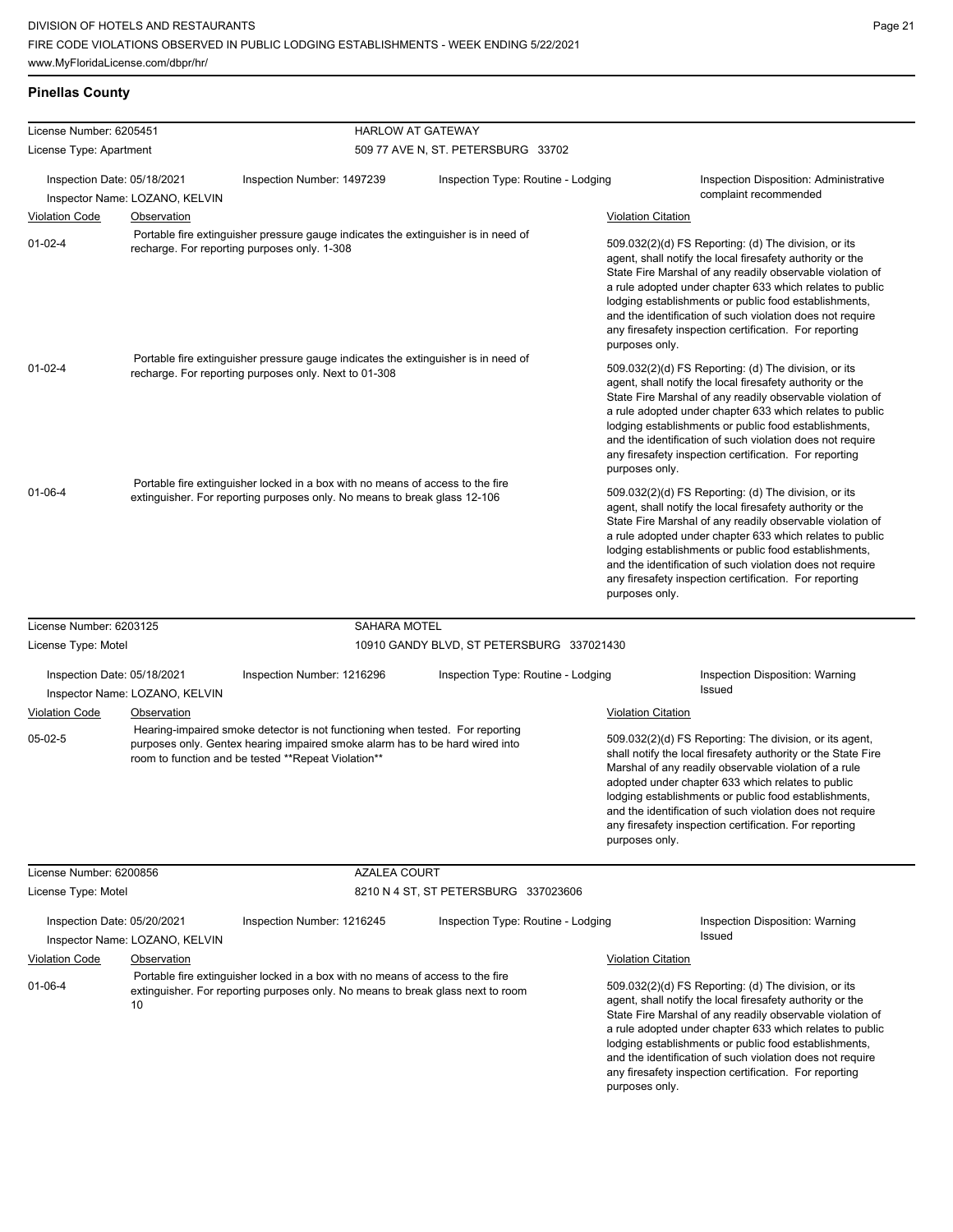## Pinellas County

| License Number: 6205451 | | HARLOW AT GATEWAY | |
|---|---|---|---|
| License Type: Apartment | | 509 77 AVE N, ST. PETERSBURG 33702 | |
| Inspection Date: 05/18/2021 | Inspection Number: 1497239 | Inspection Type: Routine - Lodging | Inspection Disposition: Administrative complaint recommended |
| Inspector Name: LOZANO, KELVIN | | | |

| Violation Code | Observation | Violation Citation |
|---|---|---|
| 01-02-4 | Portable fire extinguisher pressure gauge indicates the extinguisher is in need of recharge. For reporting purposes only. 1-308 | 509.032(2)(d) FS Reporting: (d) The division, or its agent, shall notify the local firesafety authority or the State Fire Marshal of any readily observable violation of a rule adopted under chapter 633 which relates to public lodging establishments or public food establishments, and the identification of such violation does not require any firesafety inspection certification. For reporting purposes only. |
| 01-02-4 | Portable fire extinguisher pressure gauge indicates the extinguisher is in need of recharge. For reporting purposes only. Next to 01-308 | 509.032(2)(d) FS Reporting: (d) The division, or its agent, shall notify the local firesafety authority or the State Fire Marshal of any readily observable violation of a rule adopted under chapter 633 which relates to public lodging establishments or public food establishments, and the identification of such violation does not require any firesafety inspection certification. For reporting purposes only. |
| 01-06-4 | Portable fire extinguisher locked in a box with no means of access to the fire extinguisher. For reporting purposes only. No means to break glass 12-106 | 509.032(2)(d) FS Reporting: (d) The division, or its agent, shall notify the local firesafety authority or the State Fire Marshal of any readily observable violation of a rule adopted under chapter 633 which relates to public lodging establishments or public food establishments, and the identification of such violation does not require any firesafety inspection certification. For reporting purposes only. |

| License Number: 6203125 | | SAHARA MOTEL | |
|---|---|---|---|
| License Type: Motel | | 10910 GANDY BLVD, ST PETERSBURG 337021430 | |
| Inspection Date: 05/18/2021 | Inspection Number: 1216296 | Inspection Type: Routine - Lodging | Inspection Disposition: Warning Issued |
| Inspector Name: LOZANO, KELVIN | | | |

| Violation Code | Observation | Violation Citation |
|---|---|---|
| 05-02-5 | Hearing-impaired smoke detector is not functioning when tested. For reporting purposes only. Gentex hearing impaired smoke alarm has to be hard wired into room to function and be tested **Repeat Violation** | 509.032(2)(d) FS Reporting: The division, or its agent, shall notify the local firesafety authority or the State Fire Marshal of any readily observable violation of a rule adopted under chapter 633 which relates to public lodging establishments or public food establishments, and the identification of such violation does not require any firesafety inspection certification. For reporting purposes only. |

| License Number: 6200856 | | AZALEA COURT | |
|---|---|---|---|
| License Type: Motel | | 8210 N 4 ST, ST PETERSBURG 337023606 | |
| Inspection Date: 05/20/2021 | Inspection Number: 1216245 | Inspection Type: Routine - Lodging | Inspection Disposition: Warning Issued |
| Inspector Name: LOZANO, KELVIN | | | |

| Violation Code | Observation | Violation Citation |
|---|---|---|
| 01-06-4 | Portable fire extinguisher locked in a box with no means of access to the fire extinguisher. For reporting purposes only. No means to break glass next to room 10 | 509.032(2)(d) FS Reporting: (d) The division, or its agent, shall notify the local firesafety authority or the State Fire Marshal of any readily observable violation of a rule adopted under chapter 633 which relates to public lodging establishments or public food establishments, and the identification of such violation does not require any firesafety inspection certification. For reporting purposes only. |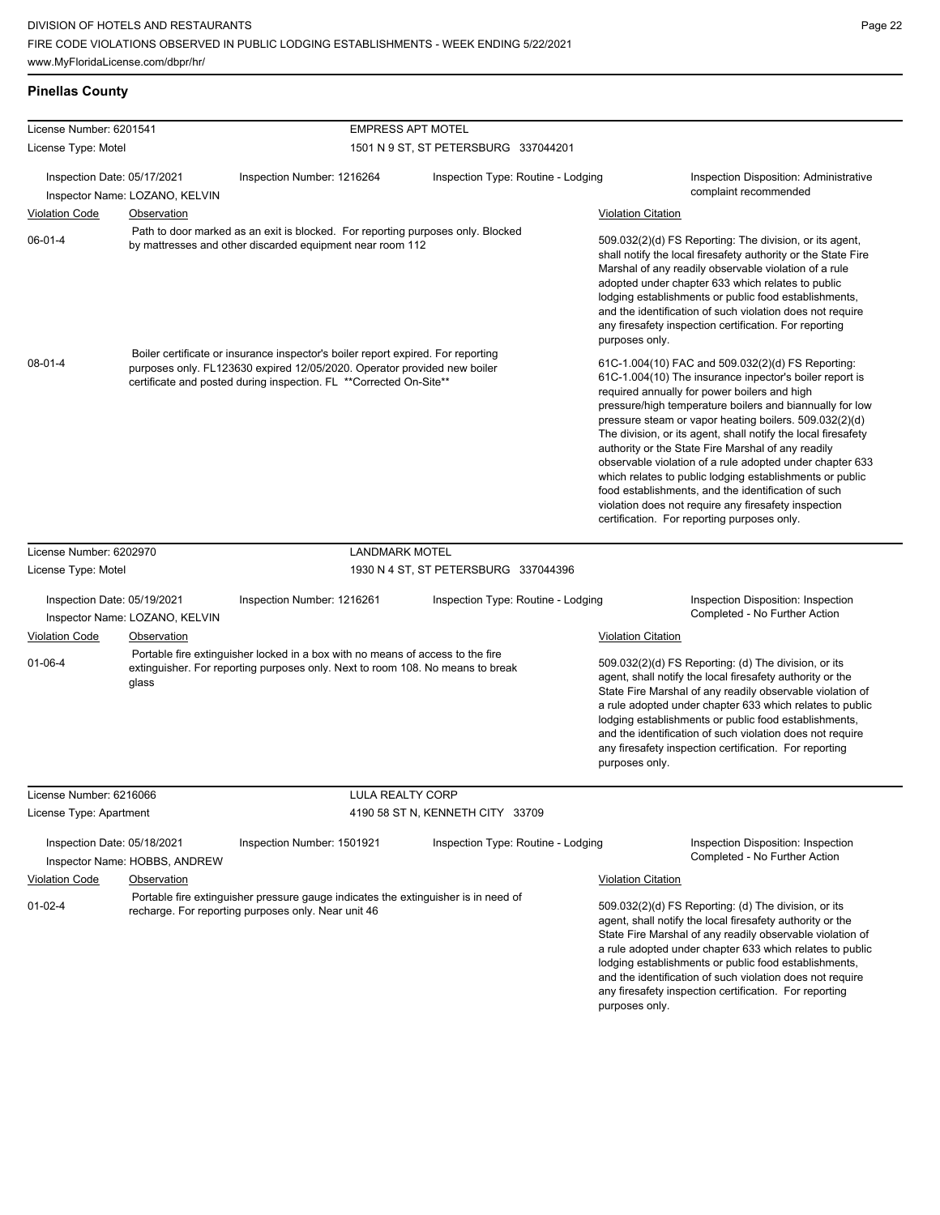## Pinellas County

| License Number: 6201541 | EMPRESS APT MOTEL |
|---|---|
| License Type: Motel | 1501 N 9 ST, ST PETERSBURG 337044201 |

Inspection Date: 05/17/2021 | Inspection Number: 1216264 | Inspection Type: Routine - Lodging | Inspection Disposition: Administrative complaint recommended

Inspector Name: LOZANO, KELVIN

| Violation Code | Observation | Violation Citation |
|---|---|---|
| 06-01-4 | Path to door marked as an exit is blocked. For reporting purposes only. Blocked by mattresses and other discarded equipment near room 112 | 509.032(2)(d) FS Reporting: The division, or its agent, shall notify the local firesafety authority or the State Fire Marshal of any readily observable violation of a rule adopted under chapter 633 which relates to public lodging establishments or public food establishments, and the identification of such violation does not require any firesafety inspection certification. For reporting purposes only. |
| 08-01-4 | Boiler certificate or insurance inspector's boiler report expired. For reporting purposes only. FL123630 expired 12/05/2020. Operator provided new boiler certificate and posted during inspection. FL **Corrected On-Site** | 61C-1.004(10) FAC and 509.032(2)(d) FS Reporting: 61C-1.004(10) The insurance inpector's boiler report is required annually for power boilers and high pressure/high temperature boilers and biannually for low pressure steam or vapor heating boilers. 509.032(2)(d) The division, or its agent, shall notify the local firesafety authority or the State Fire Marshal of any readily observable violation of a rule adopted under chapter 633 which relates to public lodging establishments or public food establishments, and the identification of such violation does not require any firesafety inspection certification. For reporting purposes only. |

| License Number: 6202970 | LANDMARK MOTEL |
|---|---|
| License Type: Motel | 1930 N 4 ST, ST PETERSBURG 337044396 |

Inspection Date: 05/19/2021 | Inspection Number: 1216261 | Inspection Type: Routine - Lodging | Inspection Disposition: Inspection Completed - No Further Action

Inspector Name: LOZANO, KELVIN

| Violation Code | Observation | Violation Citation |
|---|---|---|
| 01-06-4 | Portable fire extinguisher locked in a box with no means of access to the fire extinguisher. For reporting purposes only. Next to room 108. No means to break glass | 509.032(2)(d) FS Reporting: (d) The division, or its agent, shall notify the local firesafety authority or the State Fire Marshal of any readily observable violation of a rule adopted under chapter 633 which relates to public lodging establishments or public food establishments, and the identification of such violation does not require any firesafety inspection certification. For reporting purposes only. |

| License Number: 6216066 | LULA REALTY CORP |
|---|---|
| License Type: Apartment | 4190 58 ST N, KENNETH CITY 33709 |

Inspection Date: 05/18/2021 | Inspection Number: 1501921 | Inspection Type: Routine - Lodging | Inspection Disposition: Inspection Completed - No Further Action

Inspector Name: HOBBS, ANDREW

| Violation Code | Observation | Violation Citation |
|---|---|---|
| 01-02-4 | Portable fire extinguisher pressure gauge indicates the extinguisher is in need of recharge. For reporting purposes only. Near unit 46 | 509.032(2)(d) FS Reporting: (d) The division, or its agent, shall notify the local firesafety authority or the State Fire Marshal of any readily observable violation of a rule adopted under chapter 633 which relates to public lodging establishments or public food establishments, and the identification of such violation does not require any firesafety inspection certification. For reporting purposes only. |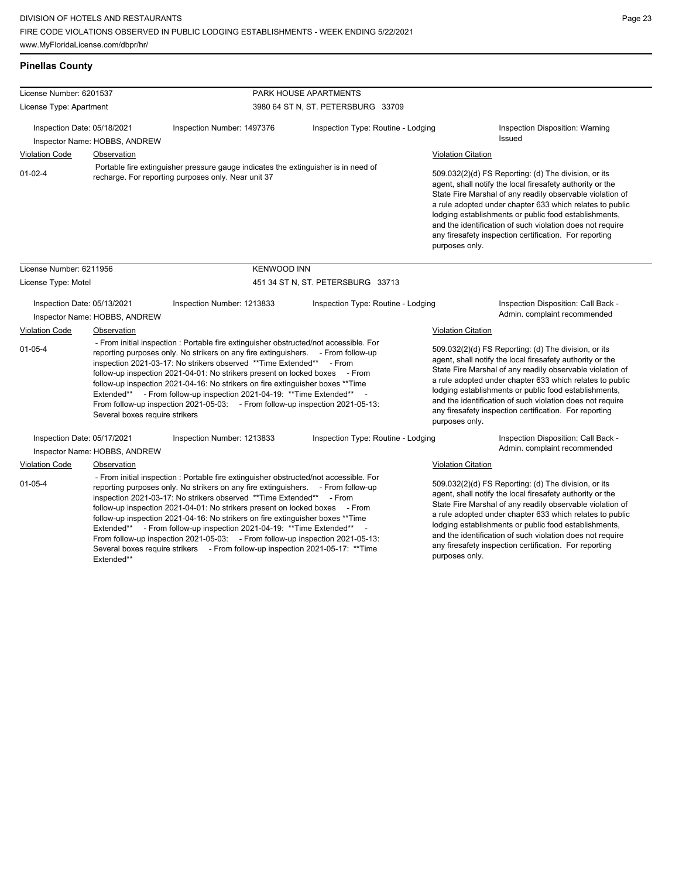## Pinellas County

**License Number:** 6201537 — **PARK HOUSE APARTMENTS**
**License Type:** Apartment — 3980 64 ST N, ST. PETERSBURG 33709

Inspection Date: 05/18/2021 | Inspection Number: 1497376 | Inspection Type: Routine - Lodging | Inspection Disposition: Warning Issued
Inspector Name: HOBBS, ANDREW

| Violation Code | Observation | Violation Citation |
| --- | --- | --- |
| 01-02-4 | Portable fire extinguisher pressure gauge indicates the extinguisher is in need of recharge. For reporting purposes only. Near unit 37 | 509.032(2)(d) FS Reporting: (d) The division, or its agent, shall notify the local firesafety authority or the State Fire Marshal of any readily observable violation of a rule adopted under chapter 633 which relates to public lodging establishments or public food establishments, and the identification of such violation does not require any firesafety inspection certification. For reporting purposes only. |

**License Number:** 6211956 — **KENWOOD INN**
**License Type:** Motel — 451 34 ST N, ST. PETERSBURG 33713

Inspection Date: 05/13/2021 | Inspection Number: 1213833 | Inspection Type: Routine - Lodging | Inspection Disposition: Call Back - Admin. complaint recommended
Inspector Name: HOBBS, ANDREW

| Violation Code | Observation | Violation Citation |
| --- | --- | --- |
| 01-05-4 | - From initial inspection : Portable fire extinguisher obstructed/not accessible. For reporting purposes only. No strikers on any fire extinguishers. - From follow-up inspection 2021-03-17: No strikers observed **Time Extended** - From follow-up inspection 2021-04-01: No strikers present on locked boxes - From follow-up inspection 2021-04-16: No strikers on fire extinguisher boxes **Time Extended** - From follow-up inspection 2021-04-19: **Time Extended** - From follow-up inspection 2021-05-03: - From follow-up inspection 2021-05-13: Several boxes require strikers | 509.032(2)(d) FS Reporting: (d) The division, or its agent, shall notify the local firesafety authority or the State Fire Marshal of any readily observable violation of a rule adopted under chapter 633 which relates to public lodging establishments or public food establishments, and the identification of such violation does not require any firesafety inspection certification. For reporting purposes only. |

Inspection Date: 05/17/2021 | Inspection Number: 1213833 | Inspection Type: Routine - Lodging | Inspection Disposition: Call Back - Admin. complaint recommended
Inspector Name: HOBBS, ANDREW

| Violation Code | Observation | Violation Citation |
| --- | --- | --- |
| 01-05-4 | - From initial inspection : Portable fire extinguisher obstructed/not accessible. For reporting purposes only. No strikers on any fire extinguishers. - From follow-up inspection 2021-03-17: No strikers observed **Time Extended** - From follow-up inspection 2021-04-01: No strikers present on locked boxes - From follow-up inspection 2021-04-16: No strikers on fire extinguisher boxes **Time Extended** - From follow-up inspection 2021-04-19: **Time Extended** - From follow-up inspection 2021-05-03: - From follow-up inspection 2021-05-13: Several boxes require strikers - From follow-up inspection 2021-05-17: **Time Extended** | 509.032(2)(d) FS Reporting: (d) The division, or its agent, shall notify the local firesafety authority or the State Fire Marshal of any readily observable violation of a rule adopted under chapter 633 which relates to public lodging establishments or public food establishments, and the identification of such violation does not require any firesafety inspection certification. For reporting purposes only. |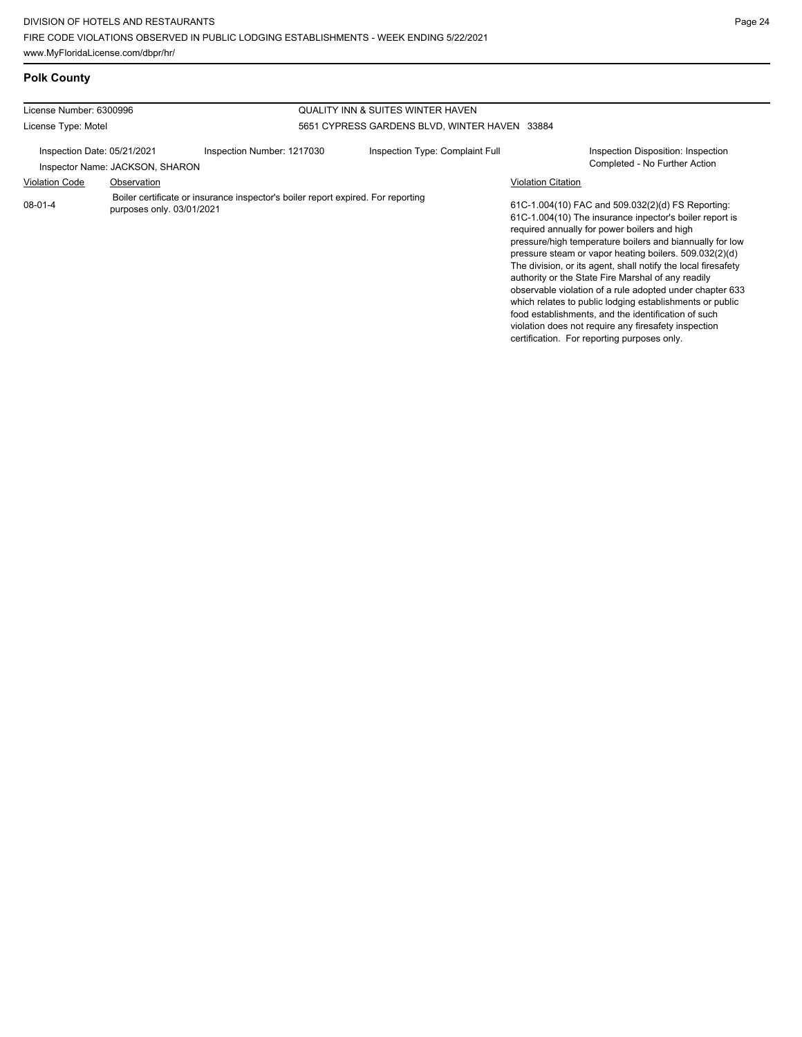## Polk County

| License Number: 6300996 | | QUALITY INN & SUITES WINTER HAVEN | |
|---|---|---|---|
| License Type: Motel | | 5651 CYPRESS GARDENS BLVD, WINTER HAVEN 33884 | |
| Inspection Date: 05/21/2021 | Inspection Number: 1217030 | Inspection Type: Complaint Full | Inspection Disposition: Inspection Completed - No Further Action |
| Inspector Name: JACKSON, SHARON | | | |

| Violation Code | Observation | Violation Citation |
|---|---|---|
| 08-01-4 | Boiler certificate or insurance inspector's boiler report expired. For reporting purposes only. 03/01/2021 | 61C-1.004(10) FAC and 509.032(2)(d) FS Reporting: 61C-1.004(10) The insurance inpector's boiler report is required annually for power boilers and high pressure/high temperature boilers and biannually for low pressure steam or vapor heating boilers. 509.032(2)(d) The division, or its agent, shall notify the local firesafety authority or the State Fire Marshal of any readily observable violation of a rule adopted under chapter 633 which relates to public lodging establishments or public food establishments, and the identification of such violation does not require any firesafety inspection certification. For reporting purposes only. |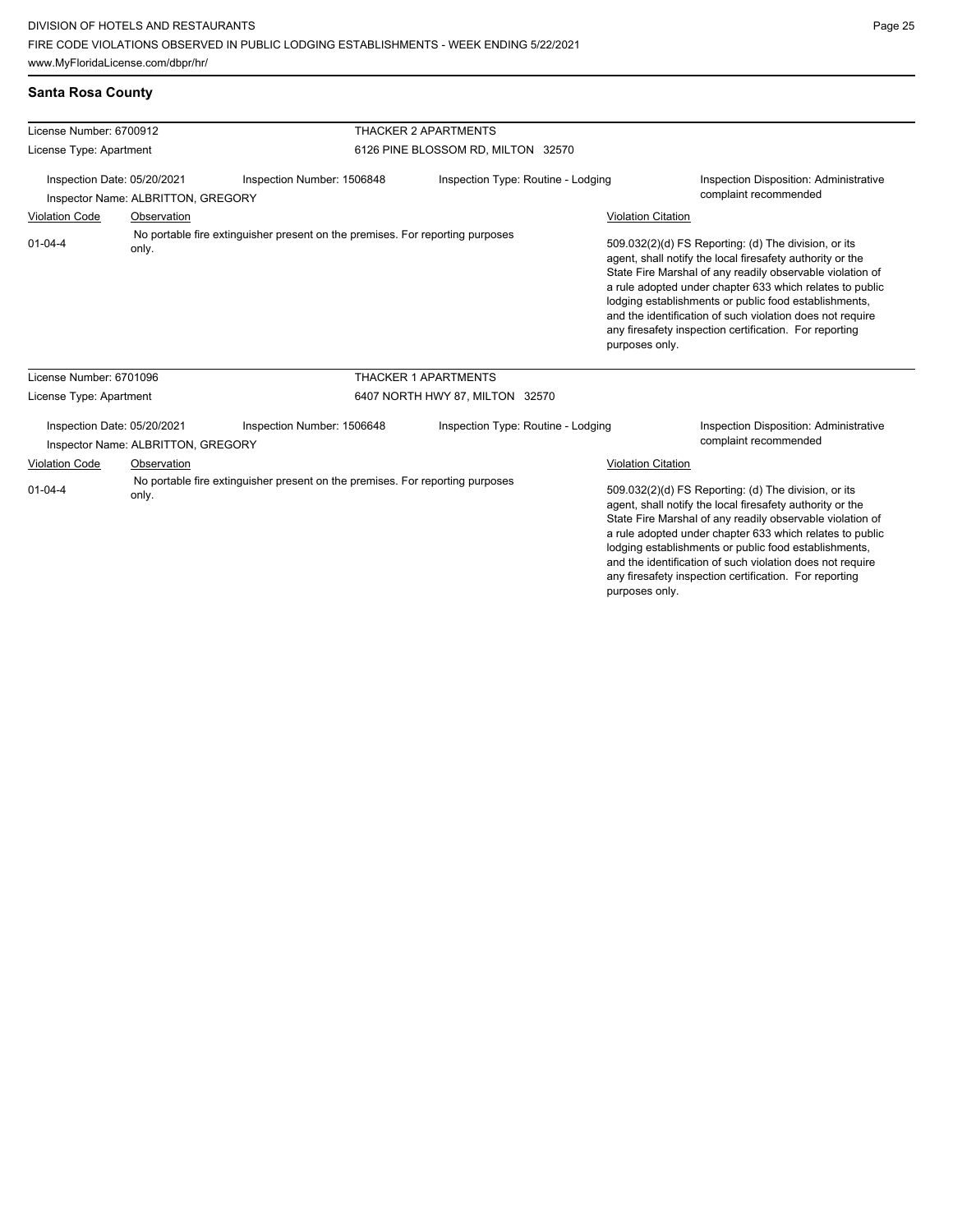## Santa Rosa County

| | |
|---|---|
| License Number: 6700912 | THACKER 2 APARTMENTS |
| License Type: Apartment | 6126 PINE BLOSSOM RD, MILTON 32570 |

Inspection Date: 05/20/2021 | Inspection Number: 1506848 | Inspection Type: Routine - Lodging | Inspection Disposition: Administrative complaint recommended

Inspector Name: ALBRITTON, GREGORY

| Violation Code | Observation | Violation Citation |
|---|---|---|
| 01-04-4 | No portable fire extinguisher present on the premises. For reporting purposes only. | 509.032(2)(d) FS Reporting: (d) The division, or its agent, shall notify the local firesafety authority or the State Fire Marshal of any readily observable violation of a rule adopted under chapter 633 which relates to public lodging establishments or public food establishments, and the identification of such violation does not require any firesafety inspection certification. For reporting purposes only. |

| | |
|---|---|
| License Number: 6701096 | THACKER 1 APARTMENTS |
| License Type: Apartment | 6407 NORTH HWY 87, MILTON 32570 |

Inspection Date: 05/20/2021 | Inspection Number: 1506648 | Inspection Type: Routine - Lodging | Inspection Disposition: Administrative complaint recommended

Inspector Name: ALBRITTON, GREGORY

| Violation Code | Observation | Violation Citation |
|---|---|---|
| 01-04-4 | No portable fire extinguisher present on the premises. For reporting purposes only. | 509.032(2)(d) FS Reporting: (d) The division, or its agent, shall notify the local firesafety authority or the State Fire Marshal of any readily observable violation of a rule adopted under chapter 633 which relates to public lodging establishments or public food establishments, and the identification of such violation does not require any firesafety inspection certification. For reporting purposes only. |